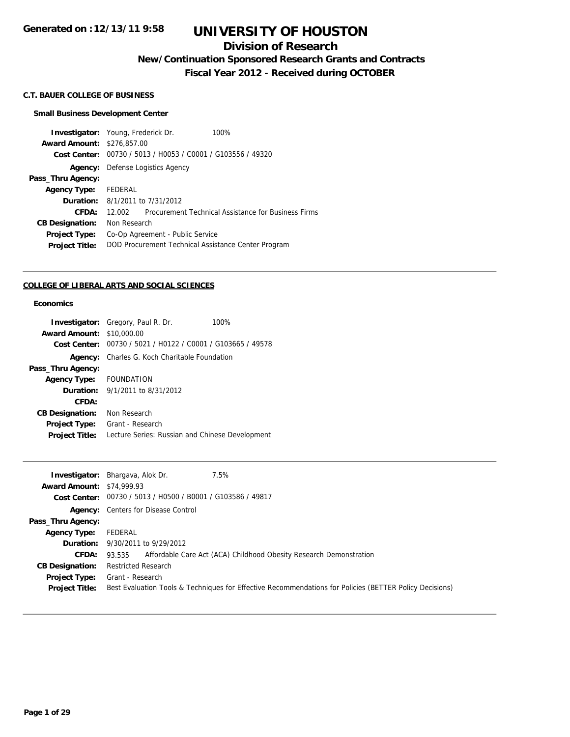# UNIVERSITY OF HOUSTON

## Division of Research

### New/Continuation Sponsored Research Grants and Contracts

### Fiscal Year 2012 - Received during OCTOBER

Generated on :12/13/11 9:58

**C.T. BAUER COLLEGE OF BUSINESS**

**Small Business Development Center**

**Investigator:** Young, Frederick Dr. 100%
**Award Amount:** $276,857.00
**Cost Center:** 00730 / 5013 / H0053 / C0001 / G103556 / 49320
**Agency:** Defense Logistics Agency
**Pass_Thru Agency:**
**Agency Type:** FEDERAL
**Duration:** 8/1/2011 to 7/31/2012
**CFDA:** 12.002 Procurement Technical Assistance for Business Firms
**CB Designation:** Non Research
**Project Type:** Co-Op Agreement - Public Service
**Project Title:** DOD Procurement Technical Assistance Center Program

---

**COLLEGE OF LIBERAL ARTS AND SOCIAL SCIENCES**

**Economics**

**Investigator:** Gregory, Paul R. Dr. 100%
**Award Amount:** $10,000.00
**Cost Center:** 00730 / 5021 / H0122 / C0001 / G103665 / 49578
**Agency:** Charles G. Koch Charitable Foundation
**Pass_Thru Agency:**
**Agency Type:** FOUNDATION
**Duration:** 9/1/2011 to 8/31/2012
**CFDA:**
**CB Designation:** Non Research
**Project Type:** Grant - Research
**Project Title:** Lecture Series: Russian and Chinese Development

---

**Investigator:** Bhargava, Alok Dr. 7.5%
**Award Amount:** $74,999.93
**Cost Center:** 00730 / 5013 / H0500 / B0001 / G103586 / 49817
**Agency:** Centers for Disease Control
**Pass_Thru Agency:**
**Agency Type:** FEDERAL
**Duration:** 9/30/2011 to 9/29/2012
**CFDA:** 93.535 Affordable Care Act (ACA) Childhood Obesity Research Demonstration
**CB Designation:** Restricted Research
**Project Type:** Grant - Research
**Project Title:** Best Evaluation Tools & Techniques for Effective Recommendations for Policies (BETTER Policy Decisions)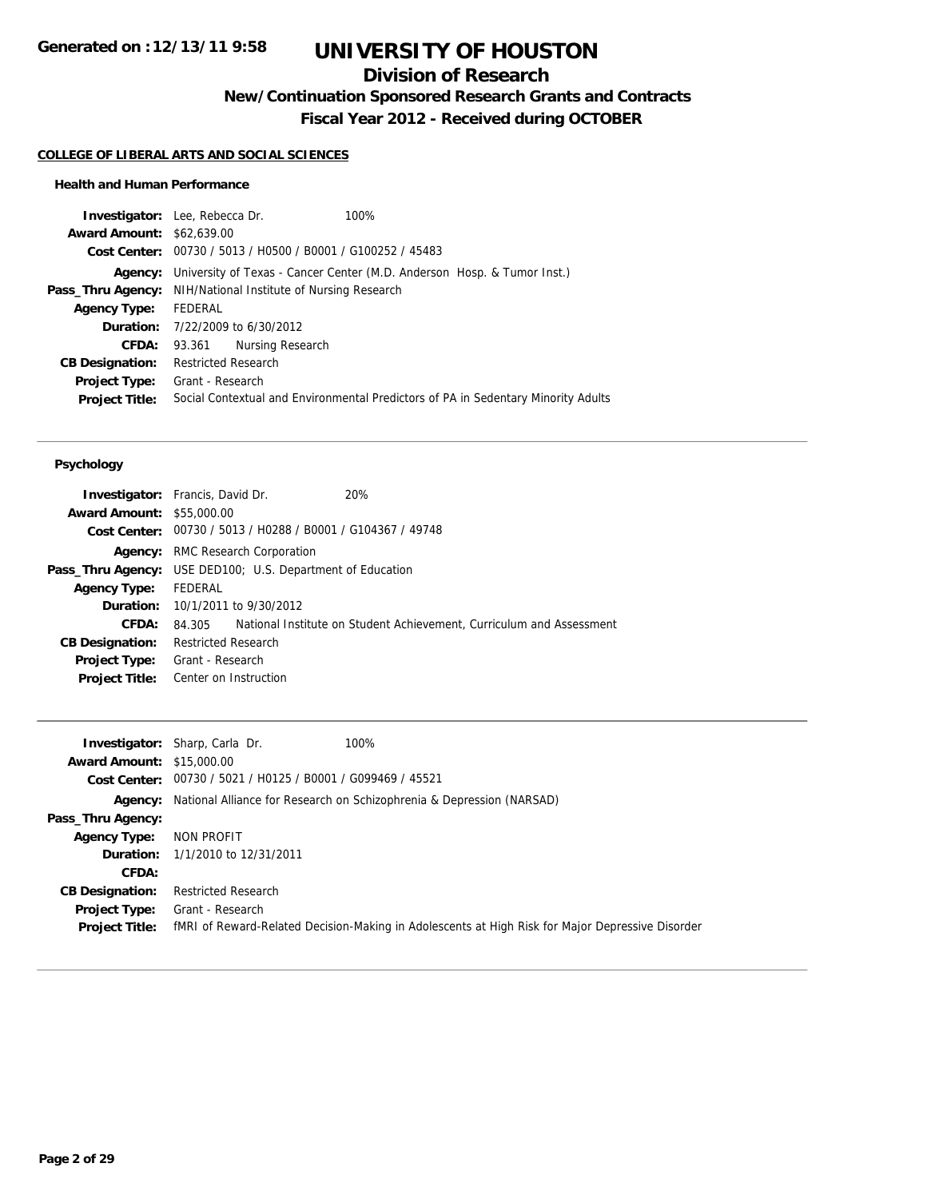**Generated on :12/13/11 9:58**

# UNIVERSITY OF HOUSTON

## Division of Research

### New/Continuation Sponsored Research Grants and Contracts

### Fiscal Year 2012 - Received during OCTOBER

**COLLEGE OF LIBERAL ARTS AND SOCIAL SCIENCES**

**Health and Human Performance**

**Investigator:** Lee, Rebecca Dr. 100%
**Award Amount:** $62,639.00
**Cost Center:** 00730 / 5013 / H0500 / B0001 / G100252 / 45483
**Agency:** University of Texas - Cancer Center (M.D. Anderson Hosp. & Tumor Inst.)
**Pass_Thru Agency:** NIH/National Institute of Nursing Research
**Agency Type:** FEDERAL
**Duration:** 7/22/2009 to 6/30/2012
**CFDA:** 93.361 Nursing Research
**CB Designation:** Restricted Research
**Project Type:** Grant - Research
**Project Title:** Social Contextual and Environmental Predictors of PA in Sedentary Minority Adults

---

**Psychology**

**Investigator:** Francis, David Dr. 20%
**Award Amount:** $55,000.00
**Cost Center:** 00730 / 5013 / H0288 / B0001 / G104367 / 49748
**Agency:** RMC Research Corporation
**Pass_Thru Agency:** USE DED100; U.S. Department of Education
**Agency Type:** FEDERAL
**Duration:** 10/1/2011 to 9/30/2012
**CFDA:** 84.305 National Institute on Student Achievement, Curriculum and Assessment
**CB Designation:** Restricted Research
**Project Type:** Grant - Research
**Project Title:** Center on Instruction

---

**Investigator:** Sharp, Carla Dr. 100%
**Award Amount:** $15,000.00
**Cost Center:** 00730 / 5021 / H0125 / B0001 / G099469 / 45521
**Agency:** National Alliance for Research on Schizophrenia & Depression (NARSAD)
**Pass_Thru Agency:**
**Agency Type:** NON PROFIT
**Duration:** 1/1/2010 to 12/31/2011
**CFDA:**
**CB Designation:** Restricted Research
**Project Type:** Grant - Research
**Project Title:** fMRI of Reward-Related Decision-Making in Adolescents at High Risk for Major Depressive Disorder

---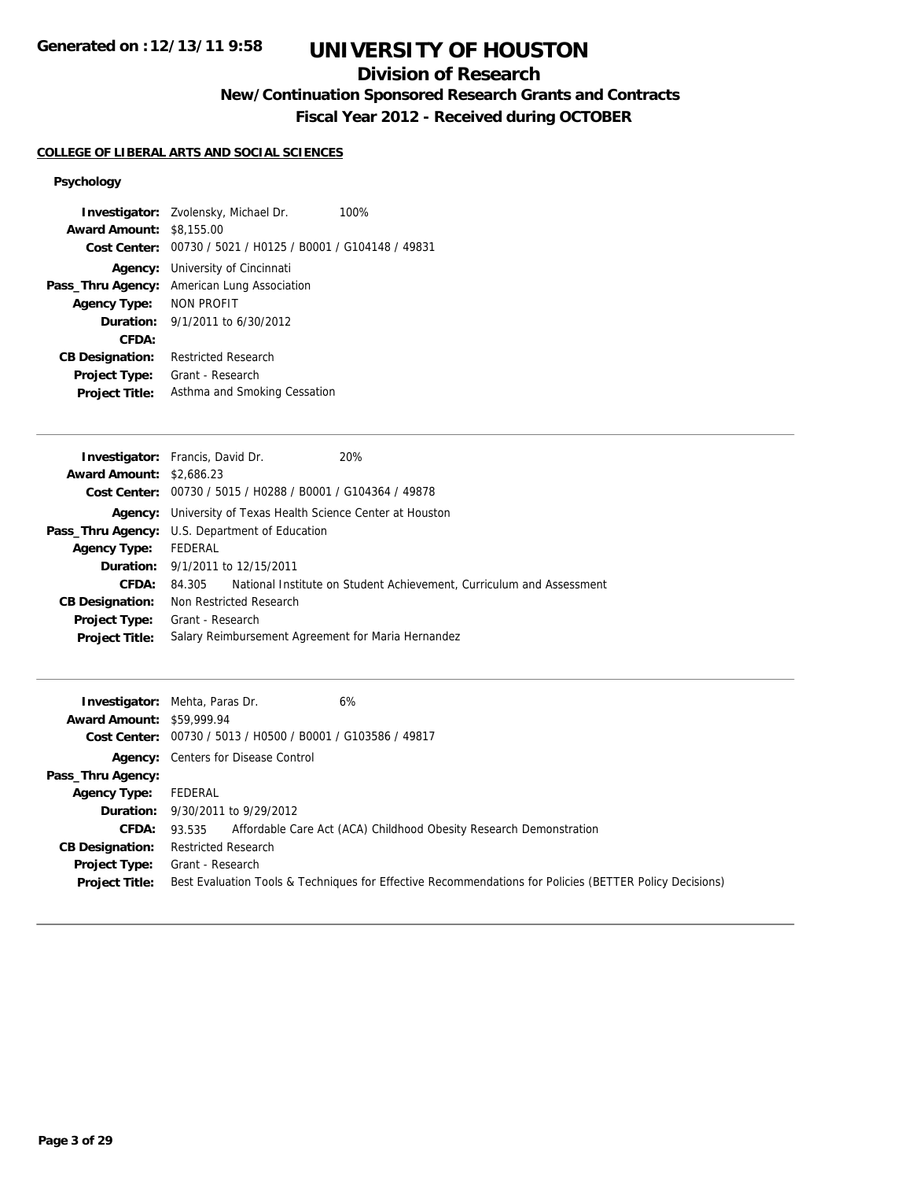# UNIVERSITY OF HOUSTON

## Division of Research

### New/Continuation Sponsored Research Grants and Contracts

### Fiscal Year 2012 - Received during OCTOBER

**COLLEGE OF LIBERAL ARTS AND SOCIAL SCIENCES**

**Psychology**

**Investigator:** Zvolensky, Michael Dr. 100%
**Award Amount:** $8,155.00
**Cost Center:** 00730 / 5021 / H0125 / B0001 / G104148 / 49831
**Agency:** University of Cincinnati
**Pass_Thru Agency:** American Lung Association
**Agency Type:** NON PROFIT
**Duration:** 9/1/2011 to 6/30/2012
**CFDA:**
**CB Designation:** Restricted Research
**Project Type:** Grant - Research
**Project Title:** Asthma and Smoking Cessation

---

**Investigator:** Francis, David Dr. 20%
**Award Amount:** $2,686.23
**Cost Center:** 00730 / 5015 / H0288 / B0001 / G104364 / 49878
**Agency:** University of Texas Health Science Center at Houston
**Pass_Thru Agency:** U.S. Department of Education
**Agency Type:** FEDERAL
**Duration:** 9/1/2011 to 12/15/2011
**CFDA:** 84.305 National Institute on Student Achievement, Curriculum and Assessment
**CB Designation:** Non Restricted Research
**Project Type:** Grant - Research
**Project Title:** Salary Reimbursement Agreement for Maria Hernandez

---

**Investigator:** Mehta, Paras Dr. 6%
**Award Amount:** $59,999.94
**Cost Center:** 00730 / 5013 / H0500 / B0001 / G103586 / 49817
**Agency:** Centers for Disease Control
**Pass_Thru Agency:**
**Agency Type:** FEDERAL
**Duration:** 9/30/2011 to 9/29/2012
**CFDA:** 93.535 Affordable Care Act (ACA) Childhood Obesity Research Demonstration
**CB Designation:** Restricted Research
**Project Type:** Grant - Research
**Project Title:** Best Evaluation Tools & Techniques for Effective Recommendations for Policies (BETTER Policy Decisions)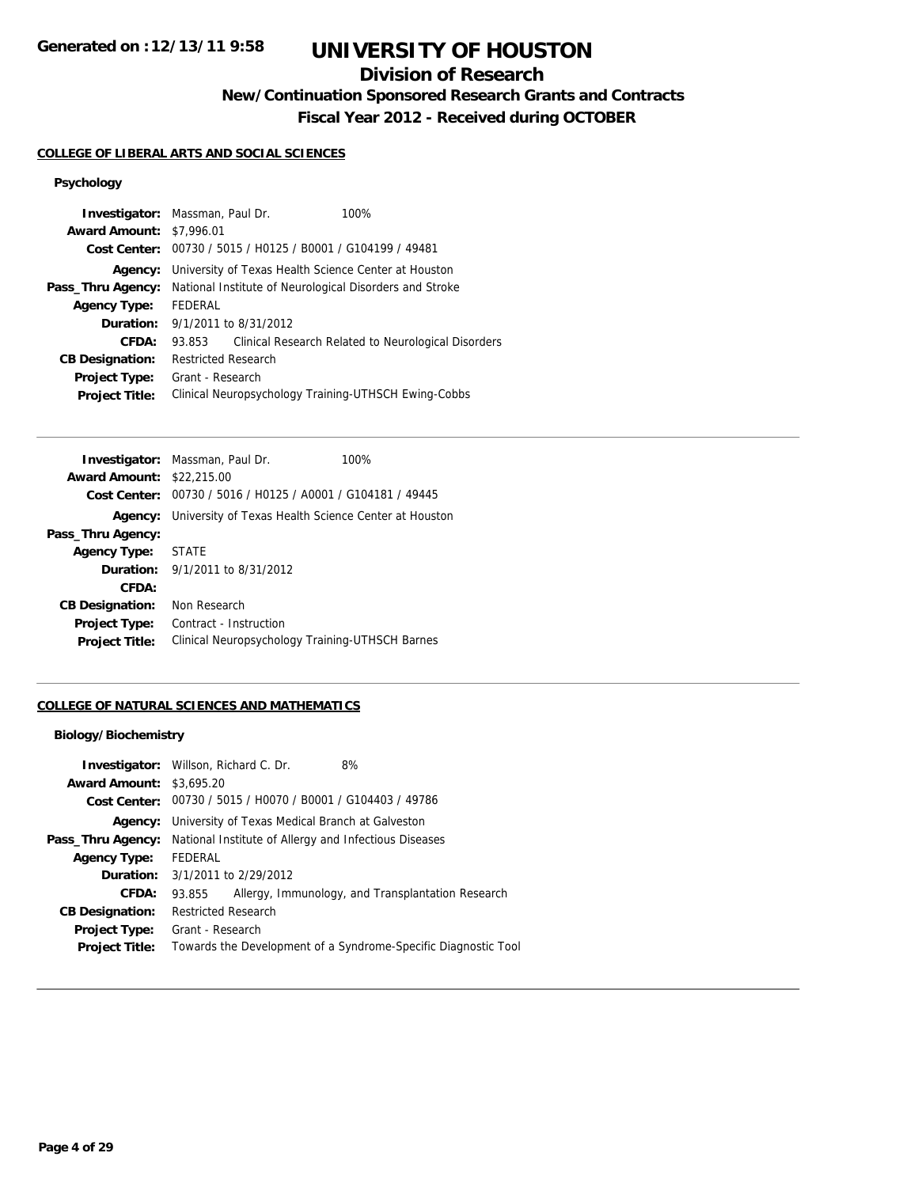**Generated on :12/13/11 9:58**

# UNIVERSITY OF HOUSTON

## Division of Research

### New/Continuation Sponsored Research Grants and Contracts

### Fiscal Year 2012 - Received during OCTOBER

**COLLEGE OF LIBERAL ARTS AND SOCIAL SCIENCES**

**Psychology**

**Investigator:** Massman, Paul Dr. 100%
**Award Amount:** $7,996.01
**Cost Center:** 00730 / 5015 / H0125 / B0001 / G104199 / 49481
**Agency:** University of Texas Health Science Center at Houston
**Pass_Thru Agency:** National Institute of Neurological Disorders and Stroke
**Agency Type:** FEDERAL
**Duration:** 9/1/2011 to 8/31/2012
**CFDA:** 93.853 Clinical Research Related to Neurological Disorders
**CB Designation:** Restricted Research
**Project Type:** Grant - Research
**Project Title:** Clinical Neuropsychology Training-UTHSCH Ewing-Cobbs

---

**Investigator:** Massman, Paul Dr. 100%
**Award Amount:** $22,215.00
**Cost Center:** 00730 / 5016 / H0125 / A0001 / G104181 / 49445
**Agency:** University of Texas Health Science Center at Houston
**Pass_Thru Agency:**
**Agency Type:** STATE
**Duration:** 9/1/2011 to 8/31/2012
**CFDA:**
**CB Designation:** Non Research
**Project Type:** Contract - Instruction
**Project Title:** Clinical Neuropsychology Training-UTHSCH Barnes

---

**COLLEGE OF NATURAL SCIENCES AND MATHEMATICS**

**Biology/Biochemistry**

**Investigator:** Willson, Richard C. Dr. 8%
**Award Amount:** $3,695.20
**Cost Center:** 00730 / 5015 / H0070 / B0001 / G104403 / 49786
**Agency:** University of Texas Medical Branch at Galveston
**Pass_Thru Agency:** National Institute of Allergy and Infectious Diseases
**Agency Type:** FEDERAL
**Duration:** 3/1/2011 to 2/29/2012
**CFDA:** 93.855 Allergy, Immunology, and Transplantation Research
**CB Designation:** Restricted Research
**Project Type:** Grant - Research
**Project Title:** Towards the Development of a Syndrome-Specific Diagnostic Tool

---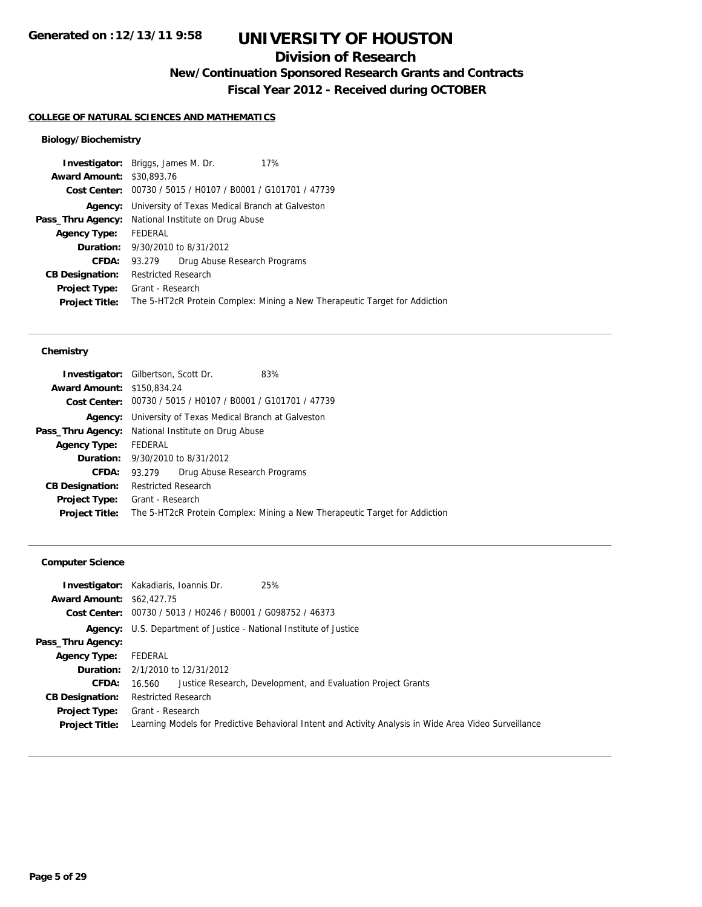Generated on :12/13/11 9:58

# UNIVERSITY OF HOUSTON

## Division of Research

### New/Continuation Sponsored Research Grants and Contracts

### Fiscal Year 2012 - Received during OCTOBER

**COLLEGE OF NATURAL SCIENCES AND MATHEMATICS**

#### Biology/Biochemistry

**Investigator:** Briggs, James M. Dr. 17%
**Award Amount:** $30,893.76
**Cost Center:** 00730 / 5015 / H0107 / B0001 / G101701 / 47739
**Agency:** University of Texas Medical Branch at Galveston
**Pass_Thru Agency:** National Institute on Drug Abuse
**Agency Type:** FEDERAL
**Duration:** 9/30/2010 to 8/31/2012
**CFDA:** 93.279 Drug Abuse Research Programs
**CB Designation:** Restricted Research
**Project Type:** Grant - Research
**Project Title:** The 5-HT2cR Protein Complex: Mining a New Therapeutic Target for Addiction

---

#### Chemistry

**Investigator:** Gilbertson, Scott Dr. 83%
**Award Amount:** $150,834.24
**Cost Center:** 00730 / 5015 / H0107 / B0001 / G101701 / 47739
**Agency:** University of Texas Medical Branch at Galveston
**Pass_Thru Agency:** National Institute on Drug Abuse
**Agency Type:** FEDERAL
**Duration:** 9/30/2010 to 8/31/2012
**CFDA:** 93.279 Drug Abuse Research Programs
**CB Designation:** Restricted Research
**Project Type:** Grant - Research
**Project Title:** The 5-HT2cR Protein Complex: Mining a New Therapeutic Target for Addiction

---

#### Computer Science

**Investigator:** Kakadiaris, Ioannis Dr. 25%
**Award Amount:** $62,427.75
**Cost Center:** 00730 / 5013 / H0246 / B0001 / G098752 / 46373
**Agency:** U.S. Department of Justice - National Institute of Justice
**Pass_Thru Agency:**
**Agency Type:** FEDERAL
**Duration:** 2/1/2010 to 12/31/2012
**CFDA:** 16.560 Justice Research, Development, and Evaluation Project Grants
**CB Designation:** Restricted Research
**Project Type:** Grant - Research
**Project Title:** Learning Models for Predictive Behavioral Intent and Activity Analysis in Wide Area Video Surveillance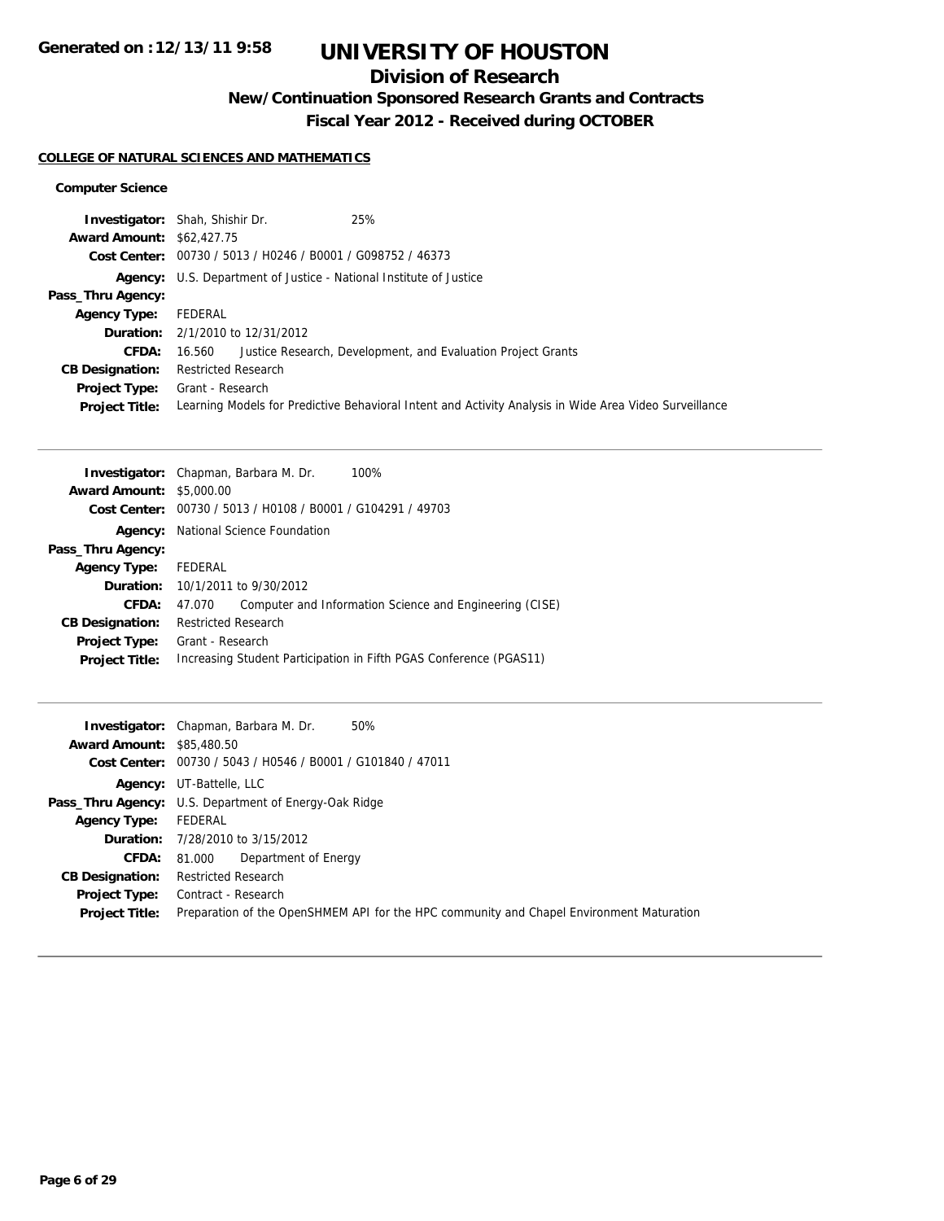# UNIVERSITY OF HOUSTON

## Division of Research

### New/Continuation Sponsored Research Grants and Contracts

### Fiscal Year 2012 - Received during OCTOBER

Generated on :12/13/11 9:58

**COLLEGE OF NATURAL SCIENCES AND MATHEMATICS**

**Computer Science**

**Investigator:** Shah, Shishir Dr. 25%
**Award Amount:** $62,427.75
**Cost Center:** 00730 / 5013 / H0246 / B0001 / G098752 / 46373
**Agency:** U.S. Department of Justice - National Institute of Justice
**Pass_Thru Agency:**
**Agency Type:** FEDERAL
**Duration:** 2/1/2010 to 12/31/2012
**CFDA:** 16.560 Justice Research, Development, and Evaluation Project Grants
**CB Designation:** Restricted Research
**Project Type:** Grant - Research
**Project Title:** Learning Models for Predictive Behavioral Intent and Activity Analysis in Wide Area Video Surveillance

---

**Investigator:** Chapman, Barbara M. Dr. 100%
**Award Amount:** $5,000.00
**Cost Center:** 00730 / 5013 / H0108 / B0001 / G104291 / 49703
**Agency:** National Science Foundation
**Pass_Thru Agency:**
**Agency Type:** FEDERAL
**Duration:** 10/1/2011 to 9/30/2012
**CFDA:** 47.070 Computer and Information Science and Engineering (CISE)
**CB Designation:** Restricted Research
**Project Type:** Grant - Research
**Project Title:** Increasing Student Participation in Fifth PGAS Conference (PGAS11)

---

**Investigator:** Chapman, Barbara M. Dr. 50%
**Award Amount:** $85,480.50
**Cost Center:** 00730 / 5043 / H0546 / B0001 / G101840 / 47011
**Agency:** UT-Battelle, LLC
**Pass_Thru Agency:** U.S. Department of Energy-Oak Ridge
**Agency Type:** FEDERAL
**Duration:** 7/28/2010 to 3/15/2012
**CFDA:** 81.000 Department of Energy
**CB Designation:** Restricted Research
**Project Type:** Contract - Research
**Project Title:** Preparation of the OpenSHMEM API for the HPC community and Chapel Environment Maturation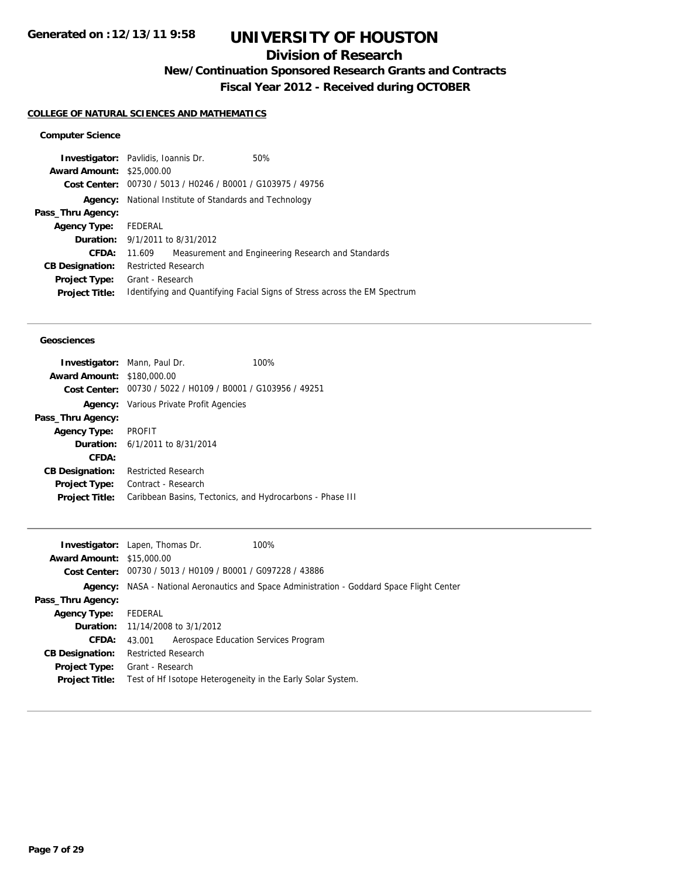# UNIVERSITY OF HOUSTON

## Division of Research

### New/Continuation Sponsored Research Grants and Contracts

### Fiscal Year 2012 - Received during OCTOBER

**COLLEGE OF NATURAL SCIENCES AND MATHEMATICS**

#### Computer Science

**Investigator:** Pavlidis, Ioannis Dr. 50%
**Award Amount:** $25,000.00
**Cost Center:** 00730 / 5013 / H0246 / B0001 / G103975 / 49756
**Agency:** National Institute of Standards and Technology
**Pass_Thru Agency:**
**Agency Type:** FEDERAL
**Duration:** 9/1/2011 to 8/31/2012
**CFDA:** 11.609 Measurement and Engineering Research and Standards
**CB Designation:** Restricted Research
**Project Type:** Grant - Research
**Project Title:** Identifying and Quantifying Facial Signs of Stress across the EM Spectrum

---

#### Geosciences

**Investigator:** Mann, Paul Dr. 100%
**Award Amount:** $180,000.00
**Cost Center:** 00730 / 5022 / H0109 / B0001 / G103956 / 49251
**Agency:** Various Private Profit Agencies
**Pass_Thru Agency:**
**Agency Type:** PROFIT
**Duration:** 6/1/2011 to 8/31/2014
**CFDA:**
**CB Designation:** Restricted Research
**Project Type:** Contract - Research
**Project Title:** Caribbean Basins, Tectonics, and Hydrocarbons - Phase III

---

**Investigator:** Lapen, Thomas Dr. 100%
**Award Amount:** $15,000.00
**Cost Center:** 00730 / 5013 / H0109 / B0001 / G097228 / 43886
**Agency:** NASA - National Aeronautics and Space Administration - Goddard Space Flight Center
**Pass_Thru Agency:**
**Agency Type:** FEDERAL
**Duration:** 11/14/2008 to 3/1/2012
**CFDA:** 43.001 Aerospace Education Services Program
**CB Designation:** Restricted Research
**Project Type:** Grant - Research
**Project Title:** Test of Hf Isotope Heterogeneity in the Early Solar System.

---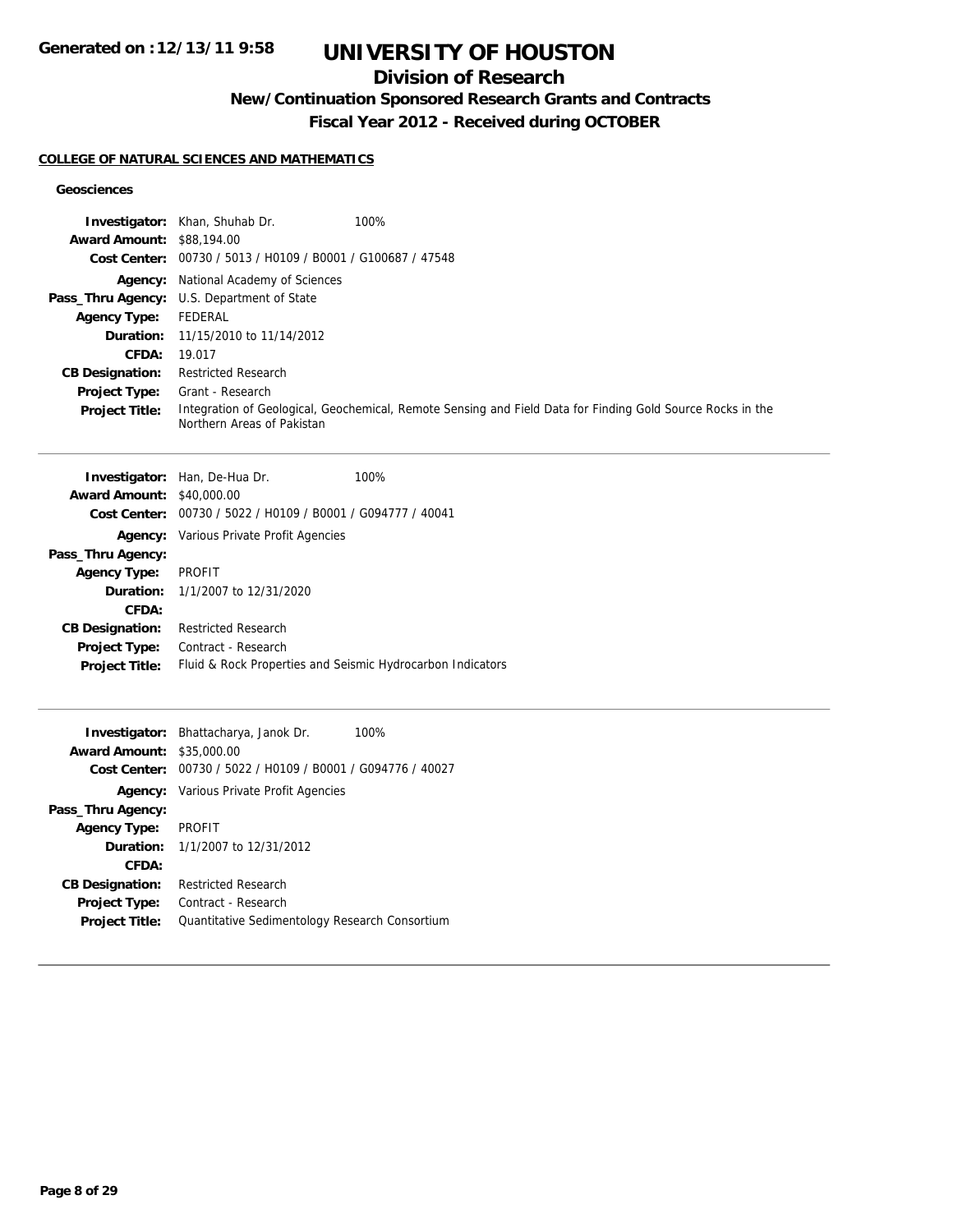# UNIVERSITY OF HOUSTON

## Division of Research

### New/Continuation Sponsored Research Grants and Contracts

### Fiscal Year 2012 - Received during OCTOBER

**COLLEGE OF NATURAL SCIENCES AND MATHEMATICS**

**Geosciences**

**Investigator:** Khan, Shuhab Dr. 100%
**Award Amount:** $88,194.00
**Cost Center:** 00730 / 5013 / H0109 / B0001 / G100687 / 47548
**Agency:** National Academy of Sciences
**Pass_Thru Agency:** U.S. Department of State
**Agency Type:** FEDERAL
**Duration:** 11/15/2010 to 11/14/2012
**CFDA:** 19.017
**CB Designation:** Restricted Research
**Project Type:** Grant - Research
**Project Title:** Integration of Geological, Geochemical, Remote Sensing and Field Data for Finding Gold Source Rocks in the Northern Areas of Pakistan

---

**Investigator:** Han, De-Hua Dr. 100%
**Award Amount:** $40,000.00
**Cost Center:** 00730 / 5022 / H0109 / B0001 / G094777 / 40041
**Agency:** Various Private Profit Agencies
**Pass_Thru Agency:**
**Agency Type:** PROFIT
**Duration:** 1/1/2007 to 12/31/2020
**CFDA:**
**CB Designation:** Restricted Research
**Project Type:** Contract - Research
**Project Title:** Fluid & Rock Properties and Seismic Hydrocarbon Indicators

---

**Investigator:** Bhattacharya, Janok Dr. 100%
**Award Amount:** $35,000.00
**Cost Center:** 00730 / 5022 / H0109 / B0001 / G094776 / 40027
**Agency:** Various Private Profit Agencies
**Pass_Thru Agency:**
**Agency Type:** PROFIT
**Duration:** 1/1/2007 to 12/31/2012
**CFDA:**
**CB Designation:** Restricted Research
**Project Type:** Contract - Research
**Project Title:** Quantitative Sedimentology Research Consortium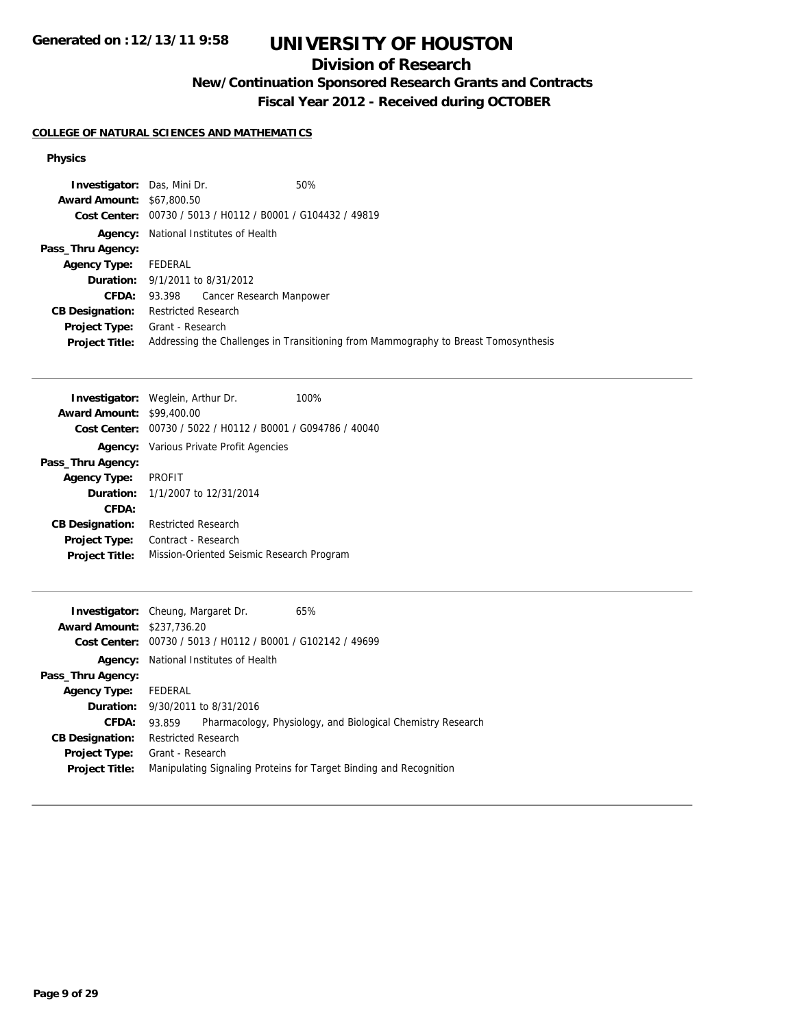Generated on :12/13/11 9:58

# UNIVERSITY OF HOUSTON

## Division of Research

### New/Continuation Sponsored Research Grants and Contracts

### Fiscal Year 2012 - Received during OCTOBER

**COLLEGE OF NATURAL SCIENCES AND MATHEMATICS**

**Physics**

**Investigator:** Das, Mini Dr. 50%
**Award Amount:** $67,800.50
**Cost Center:** 00730 / 5013 / H0112 / B0001 / G104432 / 49819
**Agency:** National Institutes of Health
**Pass_Thru Agency:**
**Agency Type:** FEDERAL
**Duration:** 9/1/2011 to 8/31/2012
**CFDA:** 93.398 Cancer Research Manpower
**CB Designation:** Restricted Research
**Project Type:** Grant - Research
**Project Title:** Addressing the Challenges in Transitioning from Mammography to Breast Tomosynthesis

---

**Investigator:** Weglein, Arthur Dr. 100%
**Award Amount:** $99,400.00
**Cost Center:** 00730 / 5022 / H0112 / B0001 / G094786 / 40040
**Agency:** Various Private Profit Agencies
**Pass_Thru Agency:**
**Agency Type:** PROFIT
**Duration:** 1/1/2007 to 12/31/2014
**CFDA:**
**CB Designation:** Restricted Research
**Project Type:** Contract - Research
**Project Title:** Mission-Oriented Seismic Research Program

---

**Investigator:** Cheung, Margaret Dr. 65%
**Award Amount:** $237,736.20
**Cost Center:** 00730 / 5013 / H0112 / B0001 / G102142 / 49699
**Agency:** National Institutes of Health
**Pass_Thru Agency:**
**Agency Type:** FEDERAL
**Duration:** 9/30/2011 to 8/31/2016
**CFDA:** 93.859 Pharmacology, Physiology, and Biological Chemistry Research
**CB Designation:** Restricted Research
**Project Type:** Grant - Research
**Project Title:** Manipulating Signaling Proteins for Target Binding and Recognition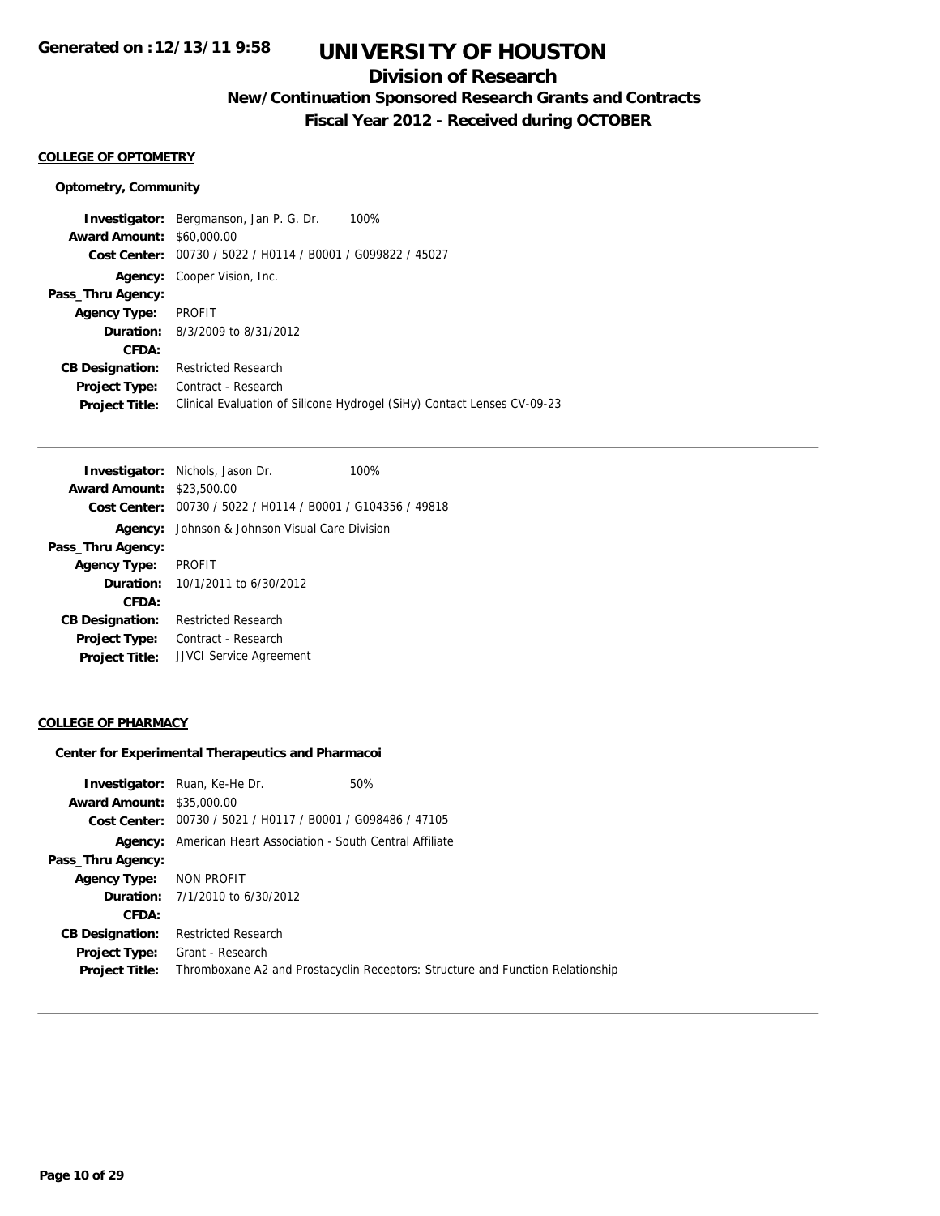# UNIVERSITY OF HOUSTON

## Division of Research

### New/Continuation Sponsored Research Grants and Contracts

### Fiscal Year 2012 - Received during OCTOBER

Generated on :12/13/11 9:58

**COLLEGE OF OPTOMETRY**

**Optometry, Community**

**Investigator:** Bergmanson, Jan P. G. Dr. 100%
**Award Amount:** $60,000.00
**Cost Center:** 00730 / 5022 / H0114 / B0001 / G099822 / 45027
**Agency:** Cooper Vision, Inc.
**Pass_Thru Agency:**
**Agency Type:** PROFIT
**Duration:** 8/3/2009 to 8/31/2012
**CFDA:**
**CB Designation:** Restricted Research
**Project Type:** Contract - Research
**Project Title:** Clinical Evaluation of Silicone Hydrogel (SiHy) Contact Lenses CV-09-23

---

**Investigator:** Nichols, Jason Dr. 100%
**Award Amount:** $23,500.00
**Cost Center:** 00730 / 5022 / H0114 / B0001 / G104356 / 49818
**Agency:** Johnson & Johnson Visual Care Division
**Pass_Thru Agency:**
**Agency Type:** PROFIT
**Duration:** 10/1/2011 to 6/30/2012
**CFDA:**
**CB Designation:** Restricted Research
**Project Type:** Contract - Research
**Project Title:** JJVCI Service Agreement

---

**COLLEGE OF PHARMACY**

**Center for Experimental Therapeutics and Pharmacoi**

**Investigator:** Ruan, Ke-He Dr. 50%
**Award Amount:** $35,000.00
**Cost Center:** 00730 / 5021 / H0117 / B0001 / G098486 / 47105
**Agency:** American Heart Association - South Central Affiliate
**Pass_Thru Agency:**
**Agency Type:** NON PROFIT
**Duration:** 7/1/2010 to 6/30/2012
**CFDA:**
**CB Designation:** Restricted Research
**Project Type:** Grant - Research
**Project Title:** Thromboxane A2 and Prostacyclin Receptors: Structure and Function Relationship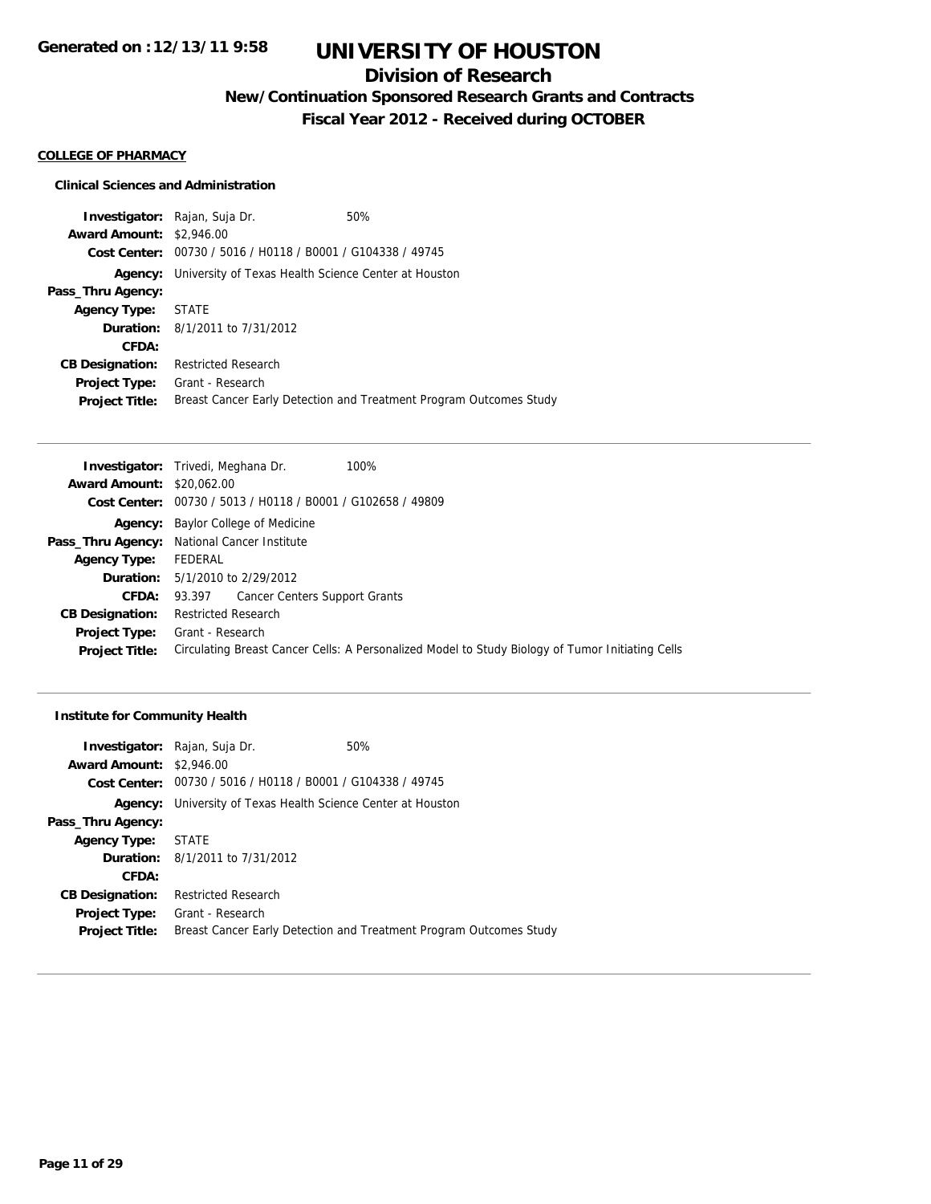# UNIVERSITY OF HOUSTON

## Division of Research

### New/Continuation Sponsored Research Grants and Contracts

### Fiscal Year 2012 - Received during OCTOBER

Generated on :12/13/11 9:58

**COLLEGE OF PHARMACY**

**Clinical Sciences and Administration**

**Investigator:** Rajan, Suja Dr. 50%
**Award Amount:** $2,946.00
**Cost Center:** 00730 / 5016 / H0118 / B0001 / G104338 / 49745
**Agency:** University of Texas Health Science Center at Houston
**Pass_Thru Agency:**
**Agency Type:** STATE
**Duration:** 8/1/2011 to 7/31/2012
**CFDA:**
**CB Designation:** Restricted Research
**Project Type:** Grant - Research
**Project Title:** Breast Cancer Early Detection and Treatment Program Outcomes Study

---

**Investigator:** Trivedi, Meghana Dr. 100%
**Award Amount:** $20,062.00
**Cost Center:** 00730 / 5013 / H0118 / B0001 / G102658 / 49809
**Agency:** Baylor College of Medicine
**Pass_Thru Agency:** National Cancer Institute
**Agency Type:** FEDERAL
**Duration:** 5/1/2010 to 2/29/2012
**CFDA:** 93.397 Cancer Centers Support Grants
**CB Designation:** Restricted Research
**Project Type:** Grant - Research
**Project Title:** Circulating Breast Cancer Cells: A Personalized Model to Study Biology of Tumor Initiating Cells

---

**Institute for Community Health**

**Investigator:** Rajan, Suja Dr. 50%
**Award Amount:** $2,946.00
**Cost Center:** 00730 / 5016 / H0118 / B0001 / G104338 / 49745
**Agency:** University of Texas Health Science Center at Houston
**Pass_Thru Agency:**
**Agency Type:** STATE
**Duration:** 8/1/2011 to 7/31/2012
**CFDA:**
**CB Designation:** Restricted Research
**Project Type:** Grant - Research
**Project Title:** Breast Cancer Early Detection and Treatment Program Outcomes Study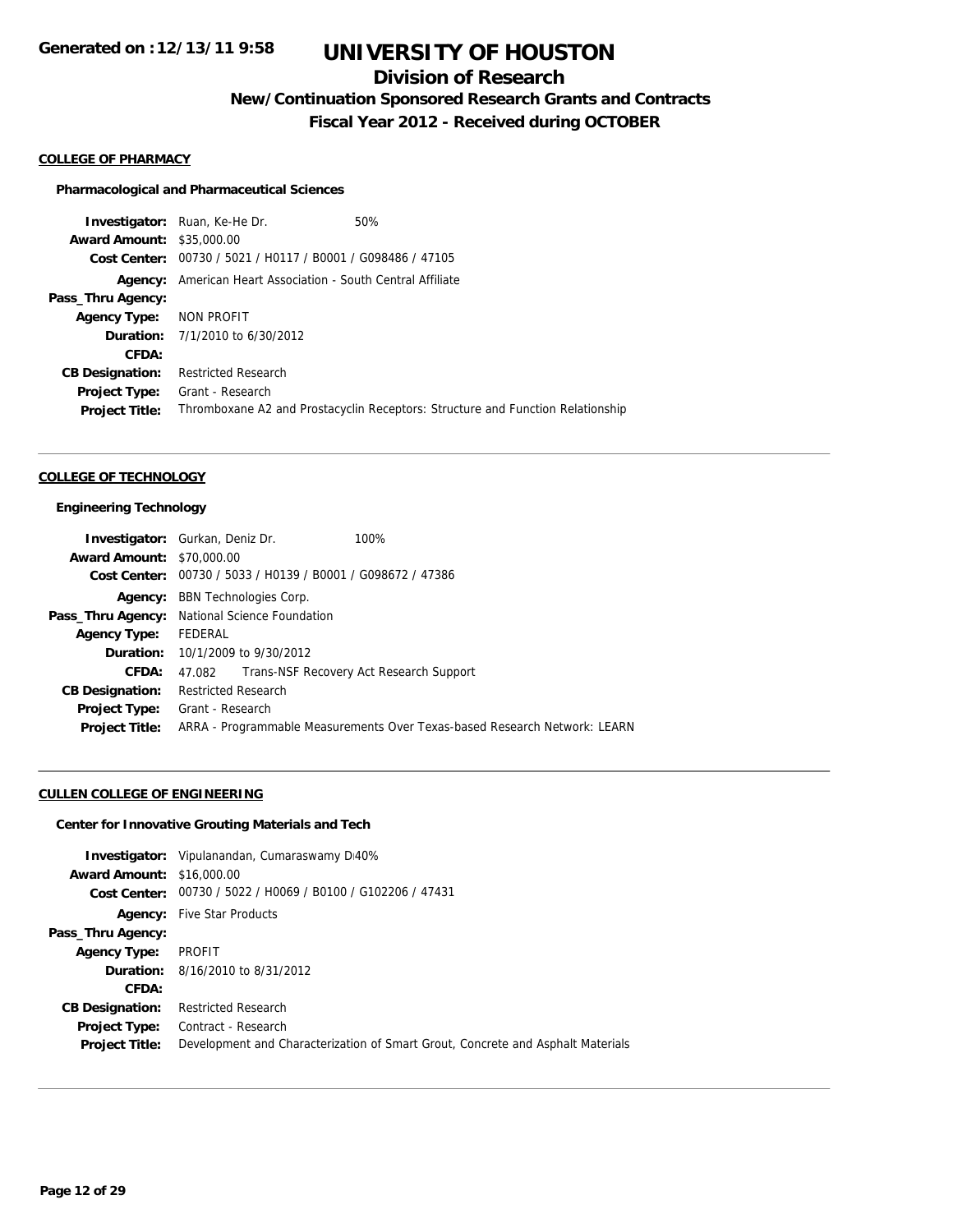# UNIVERSITY OF HOUSTON

## Division of Research

### New/Continuation Sponsored Research Grants and Contracts

### Fiscal Year 2012 - Received during OCTOBER

Generated on :12/13/11 9:58

**COLLEGE OF PHARMACY**

**Pharmacological and Pharmaceutical Sciences**

**Investigator:** Ruan, Ke-He Dr. 50%
**Award Amount:** $35,000.00
**Cost Center:** 00730 / 5021 / H0117 / B0001 / G098486 / 47105
**Agency:** American Heart Association - South Central Affiliate
**Pass_Thru Agency:**
**Agency Type:** NON PROFIT
**Duration:** 7/1/2010 to 6/30/2012
**CFDA:**
**CB Designation:** Restricted Research
**Project Type:** Grant - Research
**Project Title:** Thromboxane A2 and Prostacyclin Receptors: Structure and Function Relationship

---

**COLLEGE OF TECHNOLOGY**

**Engineering Technology**

**Investigator:** Gurkan, Deniz Dr. 100%
**Award Amount:** $70,000.00
**Cost Center:** 00730 / 5033 / H0139 / B0001 / G098672 / 47386
**Agency:** BBN Technologies Corp.
**Pass_Thru Agency:** National Science Foundation
**Agency Type:** FEDERAL
**Duration:** 10/1/2009 to 9/30/2012
**CFDA:** 47.082 Trans-NSF Recovery Act Research Support
**CB Designation:** Restricted Research
**Project Type:** Grant - Research
**Project Title:** ARRA - Programmable Measurements Over Texas-based Research Network: LEARN

---

**CULLEN COLLEGE OF ENGINEERING**

**Center for Innovative Grouting Materials and Tech**

**Investigator:** Vipulanandan, Cumaraswamy D 40%
**Award Amount:** $16,000.00
**Cost Center:** 00730 / 5022 / H0069 / B0100 / G102206 / 47431
**Agency:** Five Star Products
**Pass_Thru Agency:**
**Agency Type:** PROFIT
**Duration:** 8/16/2010 to 8/31/2012
**CFDA:**
**CB Designation:** Restricted Research
**Project Type:** Contract - Research
**Project Title:** Development and Characterization of Smart Grout, Concrete and Asphalt Materials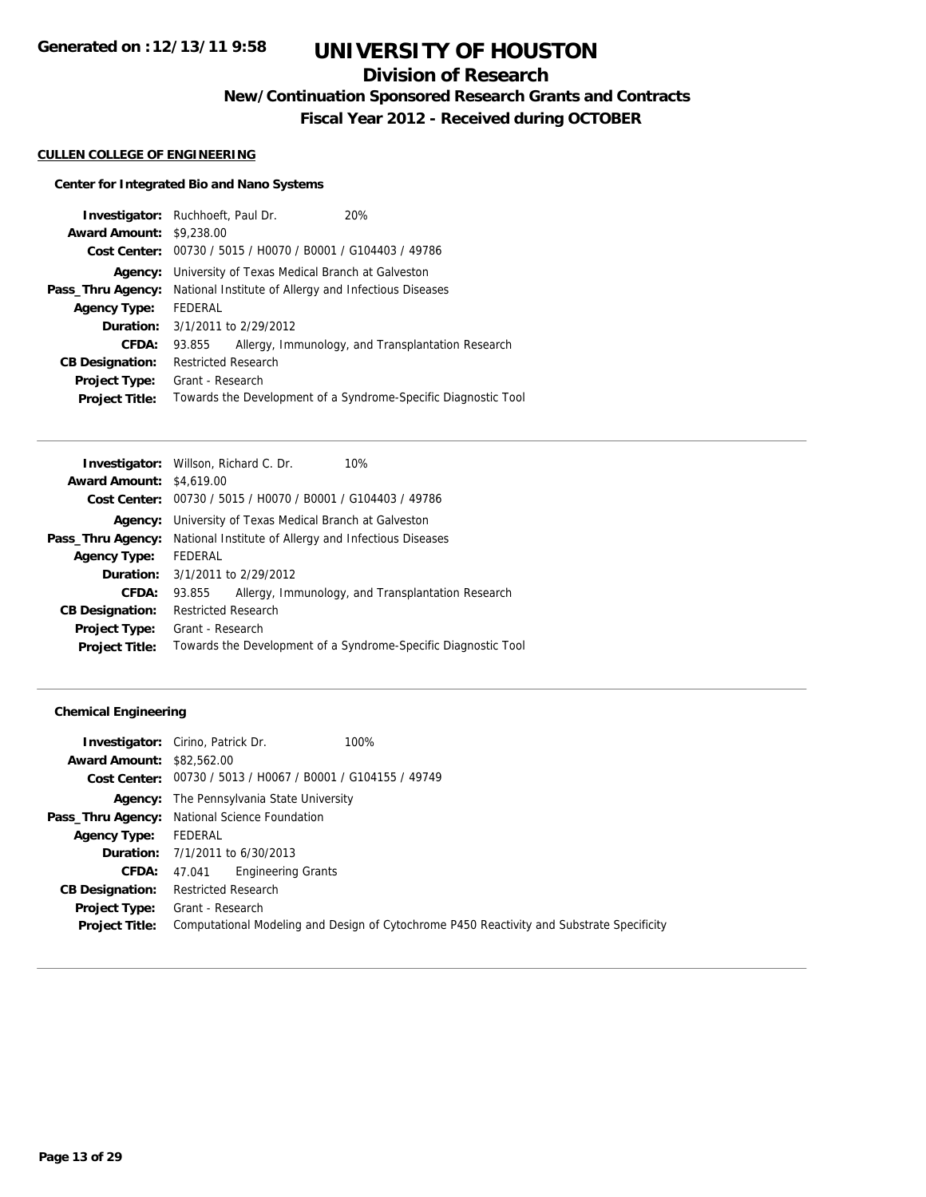# UNIVERSITY OF HOUSTON

## Division of Research

### New/Continuation Sponsored Research Grants and Contracts

### Fiscal Year 2012 - Received during OCTOBER

**CULLEN COLLEGE OF ENGINEERING**

**Center for Integrated Bio and Nano Systems**

**Investigator:** Ruchhoeft, Paul Dr. 20%
**Award Amount:** $9,238.00
**Cost Center:** 00730 / 5015 / H0070 / B0001 / G104403 / 49786
**Agency:** University of Texas Medical Branch at Galveston
**Pass_Thru Agency:** National Institute of Allergy and Infectious Diseases
**Agency Type:** FEDERAL
**Duration:** 3/1/2011 to 2/29/2012
**CFDA:** 93.855 Allergy, Immunology, and Transplantation Research
**CB Designation:** Restricted Research
**Project Type:** Grant - Research
**Project Title:** Towards the Development of a Syndrome-Specific Diagnostic Tool

---

**Investigator:** Willson, Richard C. Dr. 10%
**Award Amount:** $4,619.00
**Cost Center:** 00730 / 5015 / H0070 / B0001 / G104403 / 49786
**Agency:** University of Texas Medical Branch at Galveston
**Pass_Thru Agency:** National Institute of Allergy and Infectious Diseases
**Agency Type:** FEDERAL
**Duration:** 3/1/2011 to 2/29/2012
**CFDA:** 93.855 Allergy, Immunology, and Transplantation Research
**CB Designation:** Restricted Research
**Project Type:** Grant - Research
**Project Title:** Towards the Development of a Syndrome-Specific Diagnostic Tool

---

**Chemical Engineering**

**Investigator:** Cirino, Patrick Dr. 100%
**Award Amount:** $82,562.00
**Cost Center:** 00730 / 5013 / H0067 / B0001 / G104155 / 49749
**Agency:** The Pennsylvania State University
**Pass_Thru Agency:** National Science Foundation
**Agency Type:** FEDERAL
**Duration:** 7/1/2011 to 6/30/2013
**CFDA:** 47.041 Engineering Grants
**CB Designation:** Restricted Research
**Project Type:** Grant - Research
**Project Title:** Computational Modeling and Design of Cytochrome P450 Reactivity and Substrate Specificity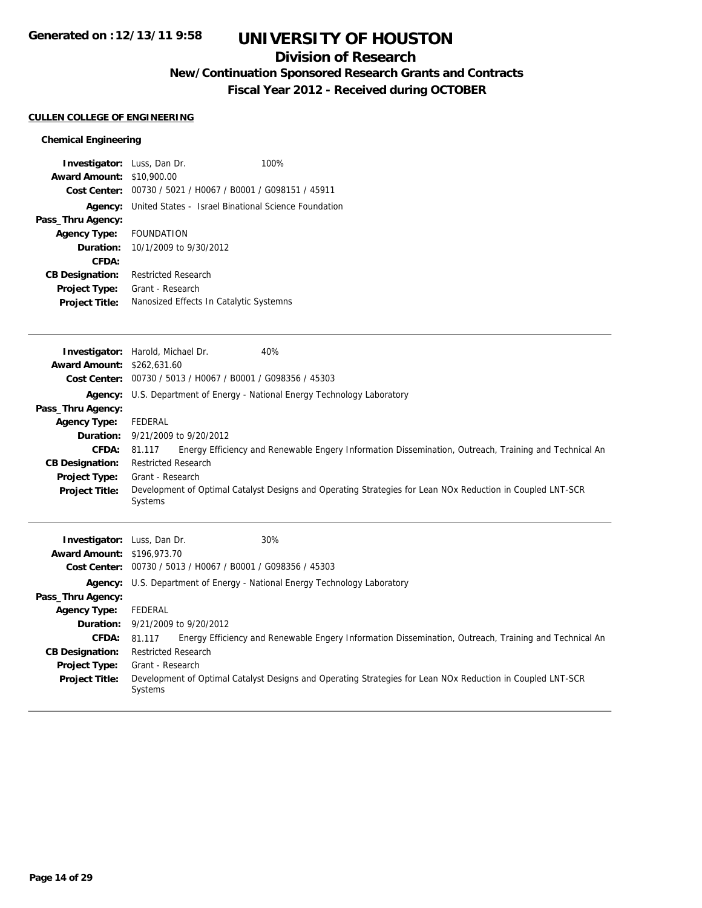# UNIVERSITY OF HOUSTON

## Division of Research

### New/Continuation Sponsored Research Grants and Contracts

### Fiscal Year 2012 - Received during OCTOBER

Generated on :12/13/11 9:58

**CULLEN COLLEGE OF ENGINEERING**

**Chemical Engineering**

**Investigator:** Luss, Dan Dr. 100%
**Award Amount:** $10,900.00
**Cost Center:** 00730 / 5021 / H0067 / B0001 / G098151 / 45911
**Agency:** United States - Israel Binational Science Foundation
**Pass_Thru Agency:**
**Agency Type:** FOUNDATION
**Duration:** 10/1/2009 to 9/30/2012
**CFDA:**
**CB Designation:** Restricted Research
**Project Type:** Grant - Research
**Project Title:** Nanosized Effects In Catalytic Systemns

---

**Investigator:** Harold, Michael Dr. 40%
**Award Amount:** $262,631.60
**Cost Center:** 00730 / 5013 / H0067 / B0001 / G098356 / 45303
**Agency:** U.S. Department of Energy - National Energy Technology Laboratory
**Pass_Thru Agency:**
**Agency Type:** FEDERAL
**Duration:** 9/21/2009 to 9/20/2012
**CFDA:** 81.117 Energy Efficiency and Renewable Engery Information Dissemination, Outreach, Training and Technical An
**CB Designation:** Restricted Research
**Project Type:** Grant - Research
**Project Title:** Development of Optimal Catalyst Designs and Operating Strategies for Lean NOx Reduction in Coupled LNT-SCR Systems

---

**Investigator:** Luss, Dan Dr. 30%
**Award Amount:** $196,973.70
**Cost Center:** 00730 / 5013 / H0067 / B0001 / G098356 / 45303
**Agency:** U.S. Department of Energy - National Energy Technology Laboratory
**Pass_Thru Agency:**
**Agency Type:** FEDERAL
**Duration:** 9/21/2009 to 9/20/2012
**CFDA:** 81.117 Energy Efficiency and Renewable Engery Information Dissemination, Outreach, Training and Technical An
**CB Designation:** Restricted Research
**Project Type:** Grant - Research
**Project Title:** Development of Optimal Catalyst Designs and Operating Strategies for Lean NOx Reduction in Coupled LNT-SCR Systems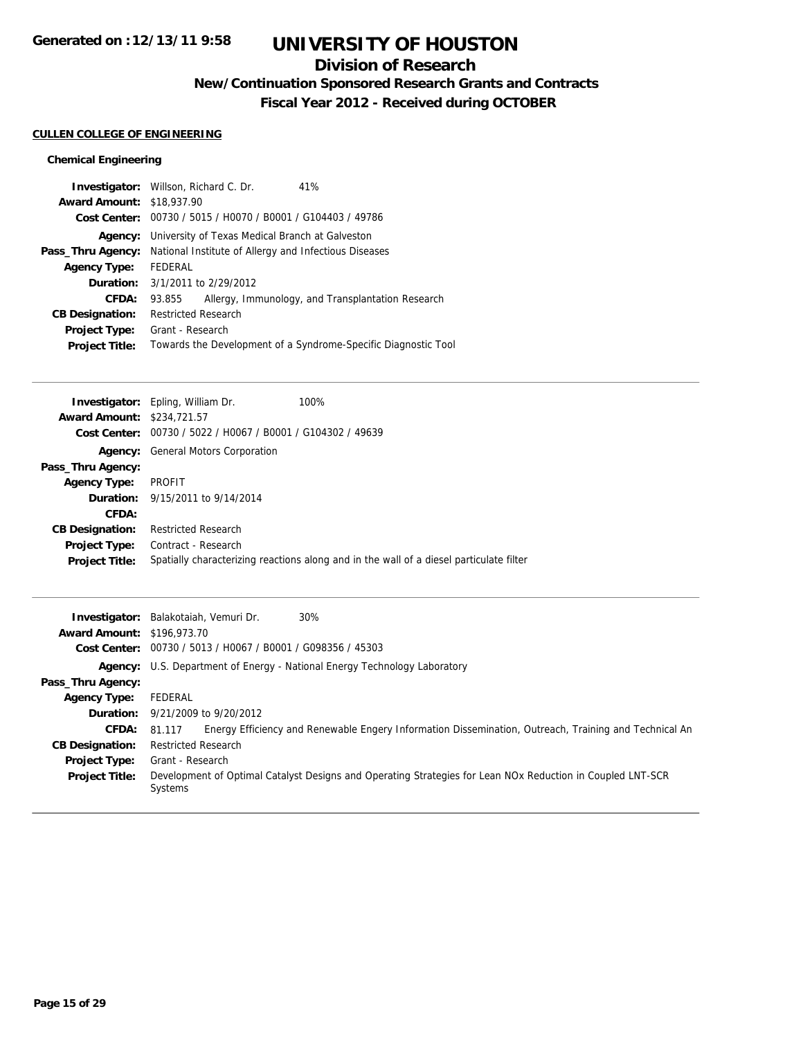# UNIVERSITY OF HOUSTON

## Division of Research

### New/Continuation Sponsored Research Grants and Contracts

### Fiscal Year 2012 - Received during OCTOBER

Generated on :12/13/11 9:58

**CULLEN COLLEGE OF ENGINEERING**

**Chemical Engineering**

**Investigator:** Willson, Richard C. Dr. 41%
**Award Amount:** $18,937.90
**Cost Center:** 00730 / 5015 / H0070 / B0001 / G104403 / 49786
**Agency:** University of Texas Medical Branch at Galveston
**Pass_Thru Agency:** National Institute of Allergy and Infectious Diseases
**Agency Type:** FEDERAL
**Duration:** 3/1/2011 to 2/29/2012
**CFDA:** 93.855 Allergy, Immunology, and Transplantation Research
**CB Designation:** Restricted Research
**Project Type:** Grant - Research
**Project Title:** Towards the Development of a Syndrome-Specific Diagnostic Tool

---

**Investigator:** Epling, William Dr. 100%
**Award Amount:** $234,721.57
**Cost Center:** 00730 / 5022 / H0067 / B0001 / G104302 / 49639
**Agency:** General Motors Corporation
**Pass_Thru Agency:**
**Agency Type:** PROFIT
**Duration:** 9/15/2011 to 9/14/2014
**CFDA:**
**CB Designation:** Restricted Research
**Project Type:** Contract - Research
**Project Title:** Spatially characterizing reactions along and in the wall of a diesel particulate filter

---

**Investigator:** Balakotaiah, Vemuri Dr. 30%
**Award Amount:** $196,973.70
**Cost Center:** 00730 / 5013 / H0067 / B0001 / G098356 / 45303
**Agency:** U.S. Department of Energy - National Energy Technology Laboratory
**Pass_Thru Agency:**
**Agency Type:** FEDERAL
**Duration:** 9/21/2009 to 9/20/2012
**CFDA:** 81.117 Energy Efficiency and Renewable Engery Information Dissemination, Outreach, Training and Technical An
**CB Designation:** Restricted Research
**Project Type:** Grant - Research
**Project Title:** Development of Optimal Catalyst Designs and Operating Strategies for Lean NOx Reduction in Coupled LNT-SCR Systems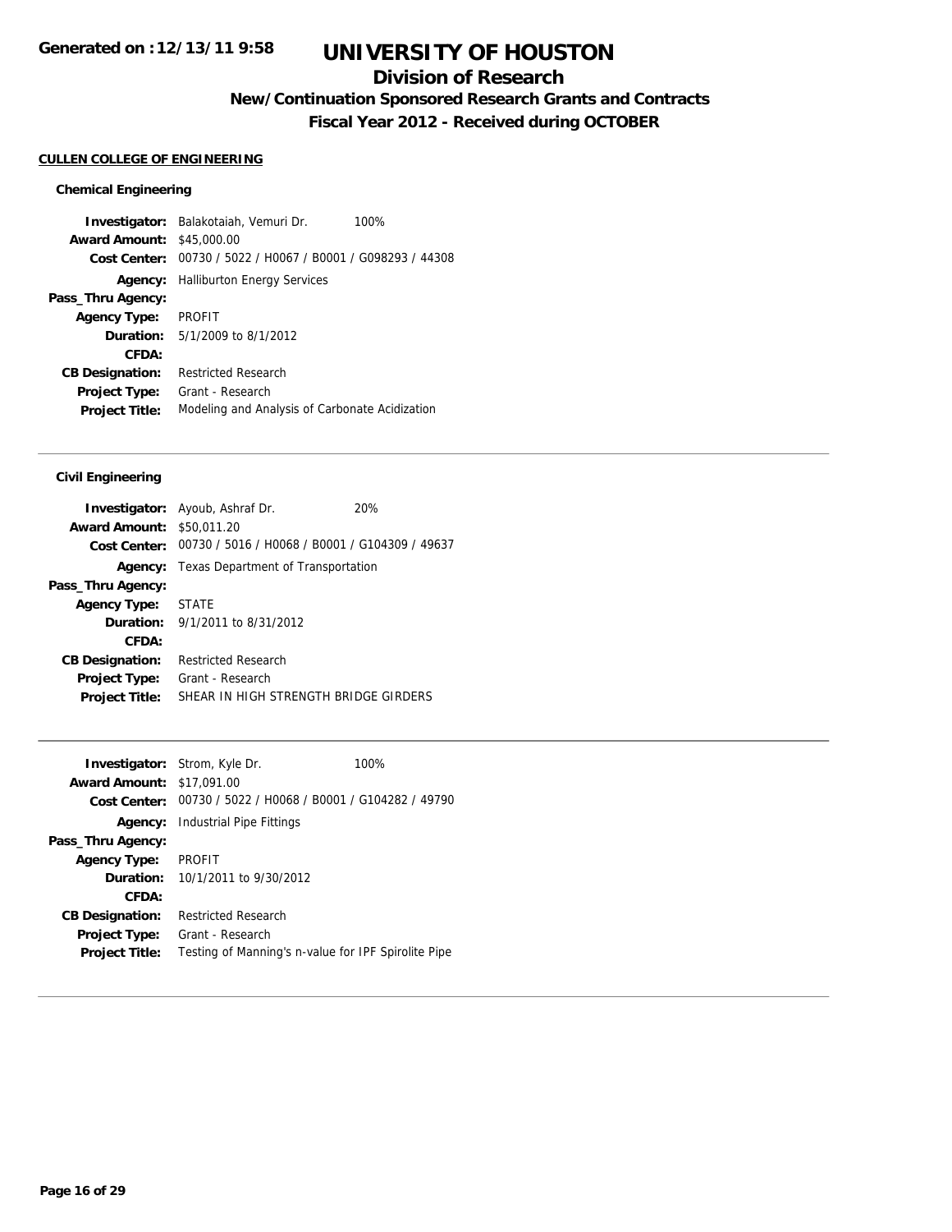# UNIVERSITY OF HOUSTON

## Division of Research

### New/Continuation Sponsored Research Grants and Contracts

### Fiscal Year 2012 - Received during OCTOBER

Generated on :12/13/11 9:58

**CULLEN COLLEGE OF ENGINEERING**

**Chemical Engineering**

**Investigator:** Balakotaiah, Vemuri Dr. 100%
**Award Amount:** \$45,000.00
**Cost Center:** 00730 / 5022 / H0067 / B0001 / G098293 / 44308
**Agency:** Halliburton Energy Services
**Pass_Thru Agency:**
**Agency Type:** PROFIT
**Duration:** 5/1/2009 to 8/1/2012
**CFDA:**
**CB Designation:** Restricted Research
**Project Type:** Grant - Research
**Project Title:** Modeling and Analysis of Carbonate Acidization

---

**Civil Engineering**

**Investigator:** Ayoub, Ashraf Dr. 20%
**Award Amount:** \$50,011.20
**Cost Center:** 00730 / 5016 / H0068 / B0001 / G104309 / 49637
**Agency:** Texas Department of Transportation
**Pass_Thru Agency:**
**Agency Type:** STATE
**Duration:** 9/1/2011 to 8/31/2012
**CFDA:**
**CB Designation:** Restricted Research
**Project Type:** Grant - Research
**Project Title:** SHEAR IN HIGH STRENGTH BRIDGE GIRDERS

---

**Investigator:** Strom, Kyle Dr. 100%
**Award Amount:** \$17,091.00
**Cost Center:** 00730 / 5022 / H0068 / B0001 / G104282 / 49790
**Agency:** Industrial Pipe Fittings
**Pass_Thru Agency:**
**Agency Type:** PROFIT
**Duration:** 10/1/2011 to 9/30/2012
**CFDA:**
**CB Designation:** Restricted Research
**Project Type:** Grant - Research
**Project Title:** Testing of Manning's n-value for IPF Spirolite Pipe

---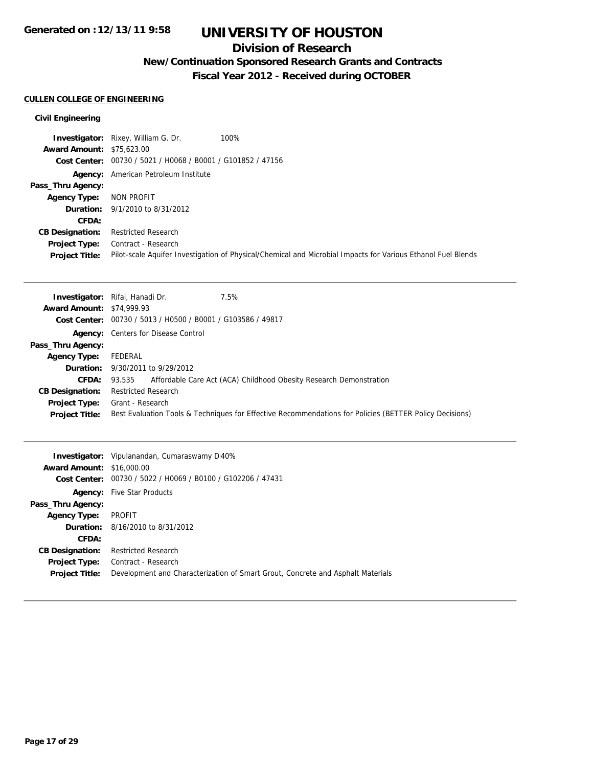**Generated on :12/13/11 9:58**

# UNIVERSITY OF HOUSTON

## Division of Research

### New/Continuation Sponsored Research Grants and Contracts

### Fiscal Year 2012 - Received during OCTOBER

**CULLEN COLLEGE OF ENGINEERING**

#### Civil Engineering

**Investigator:** Rixey, William G. Dr. 100%
**Award Amount:** $75,623.00
**Cost Center:** 00730 / 5021 / H0068 / B0001 / G101852 / 47156
**Agency:** American Petroleum Institute
**Pass_Thru Agency:**
**Agency Type:** NON PROFIT
**Duration:** 9/1/2010 to 8/31/2012
**CFDA:**
**CB Designation:** Restricted Research
**Project Type:** Contract - Research
**Project Title:** Pilot-scale Aquifer Investigation of Physical/Chemical and Microbial Impacts for Various Ethanol Fuel Blends

---

**Investigator:** Rifai, Hanadi Dr. 7.5%
**Award Amount:** $74,999.93
**Cost Center:** 00730 / 5013 / H0500 / B0001 / G103586 / 49817
**Agency:** Centers for Disease Control
**Pass_Thru Agency:**
**Agency Type:** FEDERAL
**Duration:** 9/30/2011 to 9/29/2012
**CFDA:** 93.535 Affordable Care Act (ACA) Childhood Obesity Research Demonstration
**CB Designation:** Restricted Research
**Project Type:** Grant - Research
**Project Title:** Best Evaluation Tools & Techniques for Effective Recommendations for Policies (BETTER Policy Decisions)

---

**Investigator:** Vipulanandan, Cumaraswamy D 40%
**Award Amount:** $16,000.00
**Cost Center:** 00730 / 5022 / H0069 / B0100 / G102206 / 47431
**Agency:** Five Star Products
**Pass_Thru Agency:**
**Agency Type:** PROFIT
**Duration:** 8/16/2010 to 8/31/2012
**CFDA:**
**CB Designation:** Restricted Research
**Project Type:** Contract - Research
**Project Title:** Development and Characterization of Smart Grout, Concrete and Asphalt Materials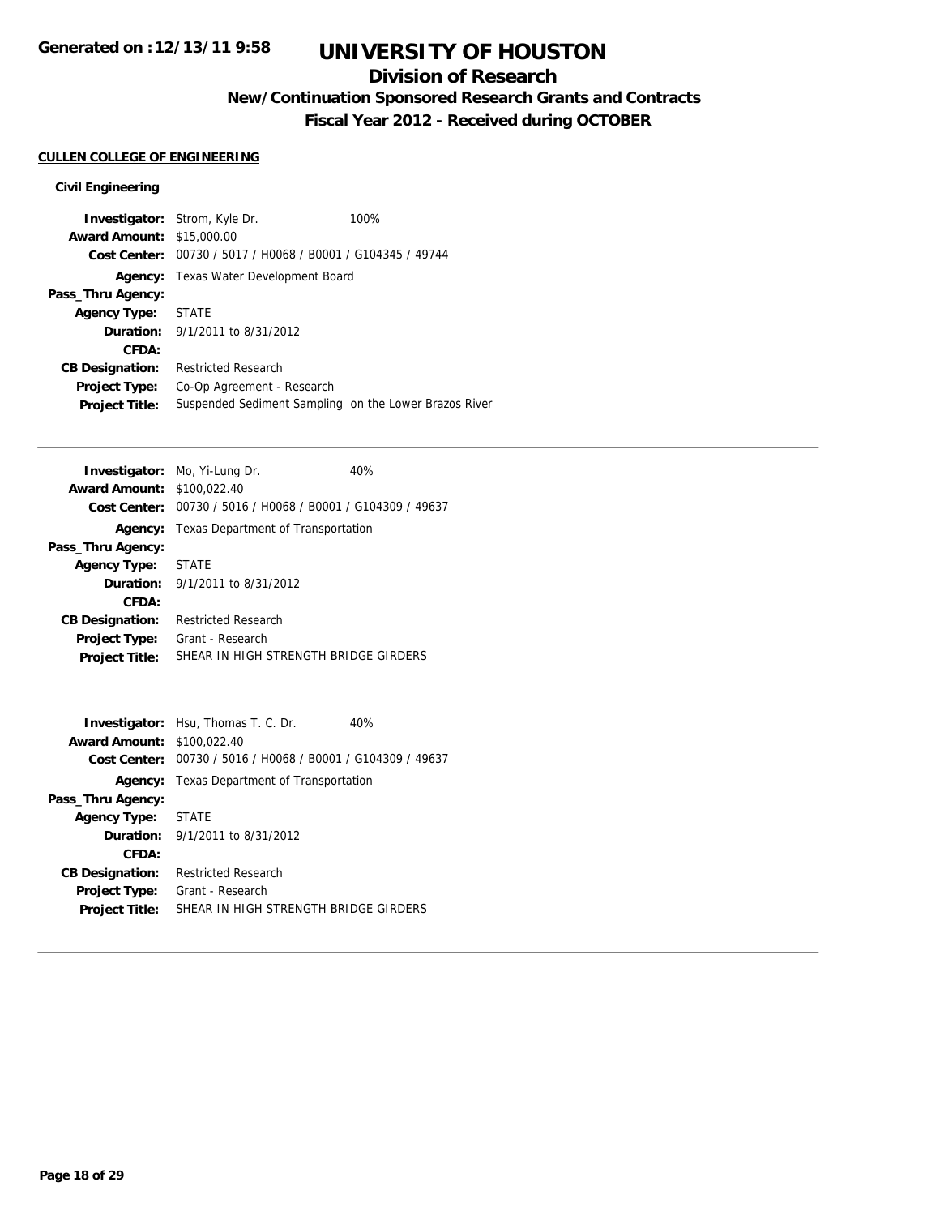# UNIVERSITY OF HOUSTON

## Division of Research

### New/Continuation Sponsored Research Grants and Contracts

### Fiscal Year 2012 - Received during OCTOBER

Generated on :12/13/11 9:58

**CULLEN COLLEGE OF ENGINEERING**

**Civil Engineering**

**Investigator:** Strom, Kyle Dr. 100%
**Award Amount:** $15,000.00
**Cost Center:** 00730 / 5017 / H0068 / B0001 / G104345 / 49744
**Agency:** Texas Water Development Board
**Pass_Thru Agency:**
**Agency Type:** STATE
**Duration:** 9/1/2011 to 8/31/2012
**CFDA:**
**CB Designation:** Restricted Research
**Project Type:** Co-Op Agreement - Research
**Project Title:** Suspended Sediment Sampling on the Lower Brazos River

---

**Investigator:** Mo, Yi-Lung Dr. 40%
**Award Amount:** $100,022.40
**Cost Center:** 00730 / 5016 / H0068 / B0001 / G104309 / 49637
**Agency:** Texas Department of Transportation
**Pass_Thru Agency:**
**Agency Type:** STATE
**Duration:** 9/1/2011 to 8/31/2012
**CFDA:**
**CB Designation:** Restricted Research
**Project Type:** Grant - Research
**Project Title:** SHEAR IN HIGH STRENGTH BRIDGE GIRDERS

---

**Investigator:** Hsu, Thomas T. C. Dr. 40%
**Award Amount:** $100,022.40
**Cost Center:** 00730 / 5016 / H0068 / B0001 / G104309 / 49637
**Agency:** Texas Department of Transportation
**Pass_Thru Agency:**
**Agency Type:** STATE
**Duration:** 9/1/2011 to 8/31/2012
**CFDA:**
**CB Designation:** Restricted Research
**Project Type:** Grant - Research
**Project Title:** SHEAR IN HIGH STRENGTH BRIDGE GIRDERS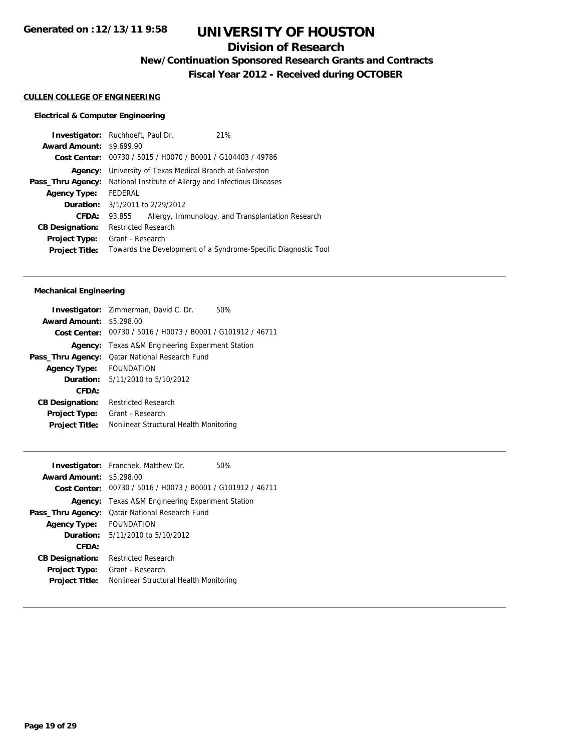# UNIVERSITY OF HOUSTON

## Division of Research

### New/Continuation Sponsored Research Grants and Contracts

### Fiscal Year 2012 - Received during OCTOBER

Generated on :12/13/11 9:58

**CULLEN COLLEGE OF ENGINEERING**

**Electrical & Computer Engineering**

**Investigator:** Ruchhoeft, Paul Dr. 21%
**Award Amount:** $9,699.90
**Cost Center:** 00730 / 5015 / H0070 / B0001 / G104403 / 49786
**Agency:** University of Texas Medical Branch at Galveston
**Pass_Thru Agency:** National Institute of Allergy and Infectious Diseases
**Agency Type:** FEDERAL
**Duration:** 3/1/2011 to 2/29/2012
**CFDA:** 93.855 Allergy, Immunology, and Transplantation Research
**CB Designation:** Restricted Research
**Project Type:** Grant - Research
**Project Title:** Towards the Development of a Syndrome-Specific Diagnostic Tool

---

**Mechanical Engineering**

**Investigator:** Zimmerman, David C. Dr. 50%
**Award Amount:** $5,298.00
**Cost Center:** 00730 / 5016 / H0073 / B0001 / G101912 / 46711
**Agency:** Texas A&M Engineering Experiment Station
**Pass_Thru Agency:** Qatar National Research Fund
**Agency Type:** FOUNDATION
**Duration:** 5/11/2010 to 5/10/2012
**CFDA:**
**CB Designation:** Restricted Research
**Project Type:** Grant - Research
**Project Title:** Nonlinear Structural Health Monitoring

---

**Investigator:** Franchek, Matthew Dr. 50%
**Award Amount:** $5,298.00
**Cost Center:** 00730 / 5016 / H0073 / B0001 / G101912 / 46711
**Agency:** Texas A&M Engineering Experiment Station
**Pass_Thru Agency:** Qatar National Research Fund
**Agency Type:** FOUNDATION
**Duration:** 5/11/2010 to 5/10/2012
**CFDA:**
**CB Designation:** Restricted Research
**Project Type:** Grant - Research
**Project Title:** Nonlinear Structural Health Monitoring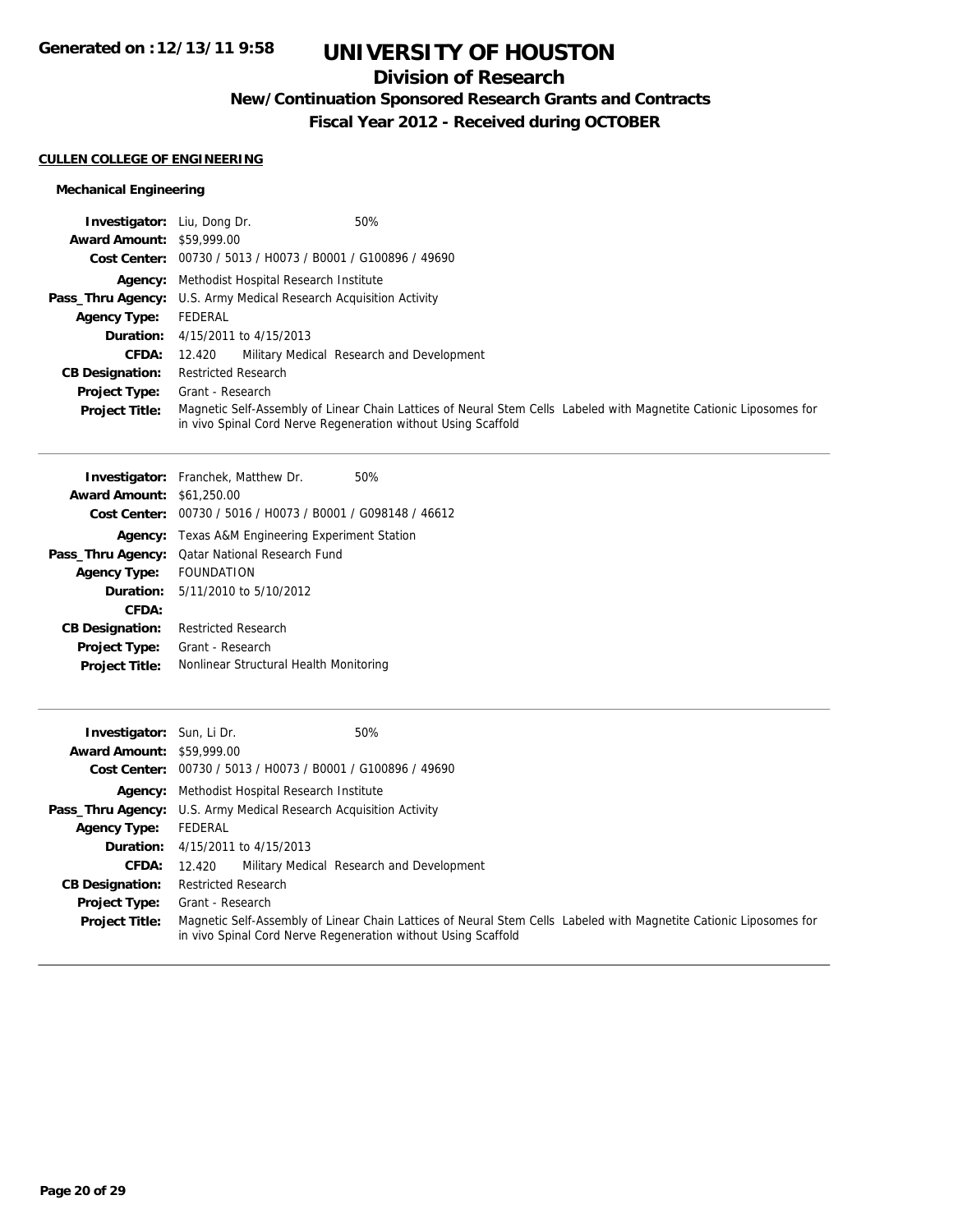# UNIVERSITY OF HOUSTON

## Division of Research

### New/Continuation Sponsored Research Grants and Contracts

### Fiscal Year 2012 - Received during OCTOBER

**CULLEN COLLEGE OF ENGINEERING**

**Mechanical Engineering**

**Investigator:** Liu, Dong Dr. 50%
**Award Amount:** $59,999.00
**Cost Center:** 00730 / 5013 / H0073 / B0001 / G100896 / 49690
**Agency:** Methodist Hospital Research Institute
**Pass_Thru Agency:** U.S. Army Medical Research Acquisition Activity
**Agency Type:** FEDERAL
**Duration:** 4/15/2011 to 4/15/2013
**CFDA:** 12.420 Military Medical Research and Development
**CB Designation:** Restricted Research
**Project Type:** Grant - Research
**Project Title:** Magnetic Self-Assembly of Linear Chain Lattices of Neural Stem Cells Labeled with Magnetite Cationic Liposomes for in vivo Spinal Cord Nerve Regeneration without Using Scaffold

---

**Investigator:** Franchek, Matthew Dr. 50%
**Award Amount:** $61,250.00
**Cost Center:** 00730 / 5016 / H0073 / B0001 / G098148 / 46612
**Agency:** Texas A&M Engineering Experiment Station
**Pass_Thru Agency:** Qatar National Research Fund
**Agency Type:** FOUNDATION
**Duration:** 5/11/2010 to 5/10/2012
**CFDA:**
**CB Designation:** Restricted Research
**Project Type:** Grant - Research
**Project Title:** Nonlinear Structural Health Monitoring

---

**Investigator:** Sun, Li Dr. 50%
**Award Amount:** $59,999.00
**Cost Center:** 00730 / 5013 / H0073 / B0001 / G100896 / 49690
**Agency:** Methodist Hospital Research Institute
**Pass_Thru Agency:** U.S. Army Medical Research Acquisition Activity
**Agency Type:** FEDERAL
**Duration:** 4/15/2011 to 4/15/2013
**CFDA:** 12.420 Military Medical Research and Development
**CB Designation:** Restricted Research
**Project Type:** Grant - Research
**Project Title:** Magnetic Self-Assembly of Linear Chain Lattices of Neural Stem Cells Labeled with Magnetite Cationic Liposomes for in vivo Spinal Cord Nerve Regeneration without Using Scaffold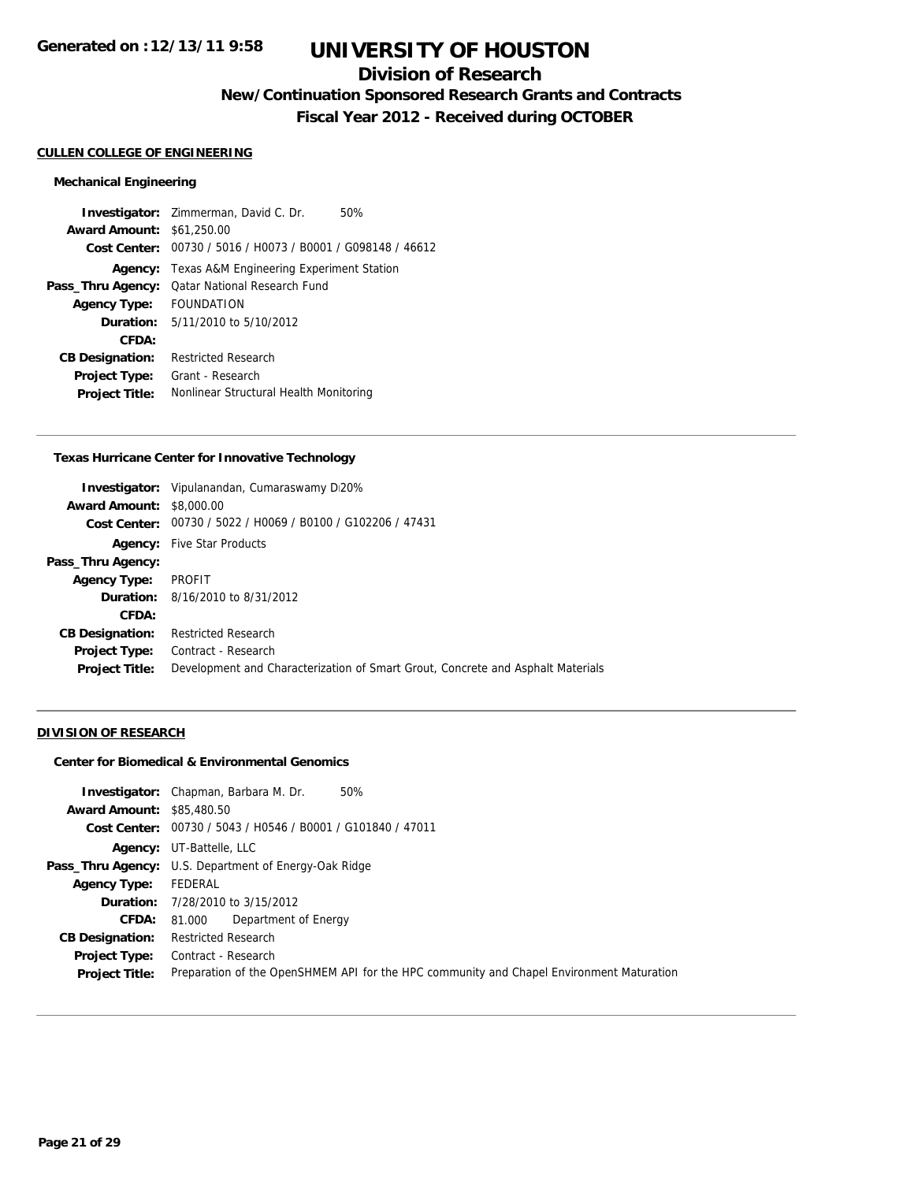**Generated on :12/13/11 9:58**

# UNIVERSITY OF HOUSTON

## Division of Research

### New/Continuation Sponsored Research Grants and Contracts

### Fiscal Year 2012 - Received during OCTOBER

#### CULLEN COLLEGE OF ENGINEERING

##### Mechanical Engineering

**Investigator:** Zimmerman, David C. Dr. 50%
**Award Amount:** $61,250.00
**Cost Center:** 00730 / 5016 / H0073 / B0001 / G098148 / 46612
**Agency:** Texas A&M Engineering Experiment Station
**Pass_Thru Agency:** Qatar National Research Fund
**Agency Type:** FOUNDATION
**Duration:** 5/11/2010 to 5/10/2012
**CFDA:**
**CB Designation:** Restricted Research
**Project Type:** Grant - Research
**Project Title:** Nonlinear Structural Health Monitoring

---

##### Texas Hurricane Center for Innovative Technology

**Investigator:** Vipulanandan, Cumaraswamy D 20%
**Award Amount:** $8,000.00
**Cost Center:** 00730 / 5022 / H0069 / B0100 / G102206 / 47431
**Agency:** Five Star Products
**Pass_Thru Agency:**
**Agency Type:** PROFIT
**Duration:** 8/16/2010 to 8/31/2012
**CFDA:**
**CB Designation:** Restricted Research
**Project Type:** Contract - Research
**Project Title:** Development and Characterization of Smart Grout, Concrete and Asphalt Materials

---

#### DIVISION OF RESEARCH

##### Center for Biomedical & Environmental Genomics

**Investigator:** Chapman, Barbara M. Dr. 50%
**Award Amount:** $85,480.50
**Cost Center:** 00730 / 5043 / H0546 / B0001 / G101840 / 47011
**Agency:** UT-Battelle, LLC
**Pass_Thru Agency:** U.S. Department of Energy-Oak Ridge
**Agency Type:** FEDERAL
**Duration:** 7/28/2010 to 3/15/2012
**CFDA:** 81.000 Department of Energy
**CB Designation:** Restricted Research
**Project Type:** Contract - Research
**Project Title:** Preparation of the OpenSHMEM API for the HPC community and Chapel Environment Maturation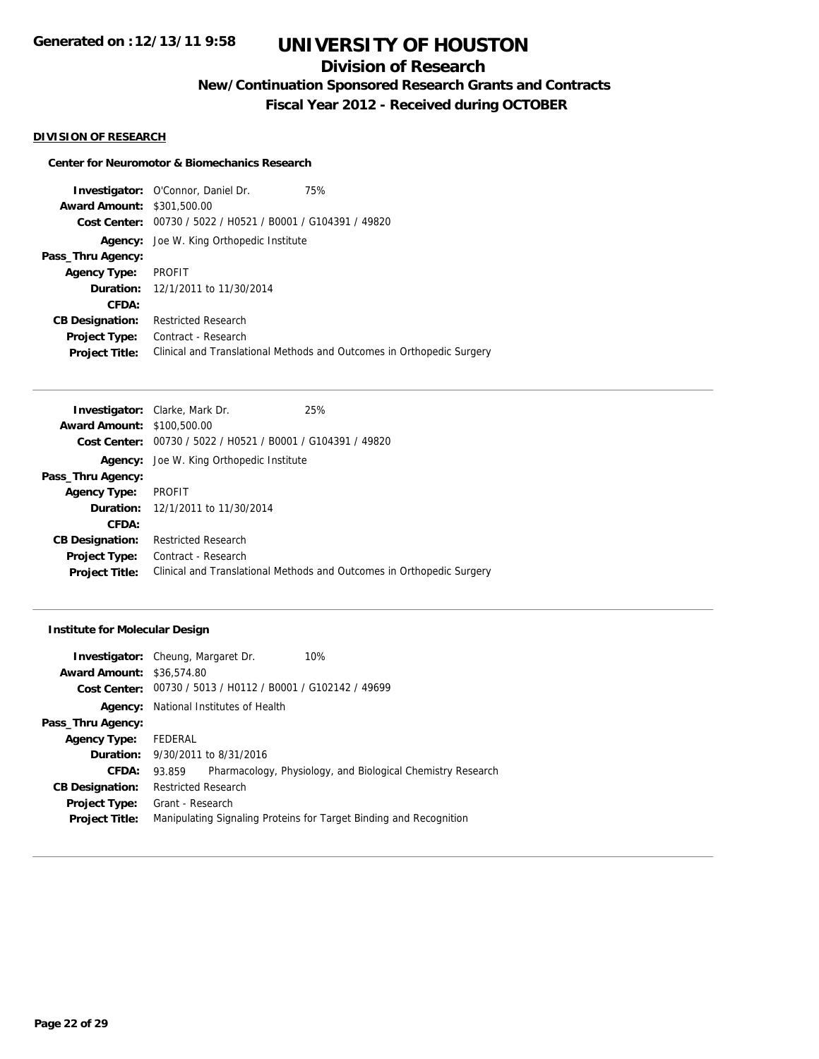# UNIVERSITY OF HOUSTON

## Division of Research

### New/Continuation Sponsored Research Grants and Contracts

### Fiscal Year 2012 - Received during OCTOBER

**Generated on :12/13/11 9:58**

**DIVISION OF RESEARCH**

**Center for Neuromotor & Biomechanics Research**

**Investigator:** O'Connor, Daniel Dr. 75%
**Award Amount:** $301,500.00
**Cost Center:** 00730 / 5022 / H0521 / B0001 / G104391 / 49820
**Agency:** Joe W. King Orthopedic Institute
**Pass_Thru Agency:**
**Agency Type:** PROFIT
**Duration:** 12/1/2011 to 11/30/2014
**CFDA:**
**CB Designation:** Restricted Research
**Project Type:** Contract - Research
**Project Title:** Clinical and Translational Methods and Outcomes in Orthopedic Surgery

---

**Investigator:** Clarke, Mark Dr. 25%
**Award Amount:** $100,500.00
**Cost Center:** 00730 / 5022 / H0521 / B0001 / G104391 / 49820
**Agency:** Joe W. King Orthopedic Institute
**Pass_Thru Agency:**
**Agency Type:** PROFIT
**Duration:** 12/1/2011 to 11/30/2014
**CFDA:**
**CB Designation:** Restricted Research
**Project Type:** Contract - Research
**Project Title:** Clinical and Translational Methods and Outcomes in Orthopedic Surgery

---

**Institute for Molecular Design**

**Investigator:** Cheung, Margaret Dr. 10%
**Award Amount:** $36,574.80
**Cost Center:** 00730 / 5013 / H0112 / B0001 / G102142 / 49699
**Agency:** National Institutes of Health
**Pass_Thru Agency:**
**Agency Type:** FEDERAL
**Duration:** 9/30/2011 to 8/31/2016
**CFDA:** 93.859 Pharmacology, Physiology, and Biological Chemistry Research
**CB Designation:** Restricted Research
**Project Type:** Grant - Research
**Project Title:** Manipulating Signaling Proteins for Target Binding and Recognition

---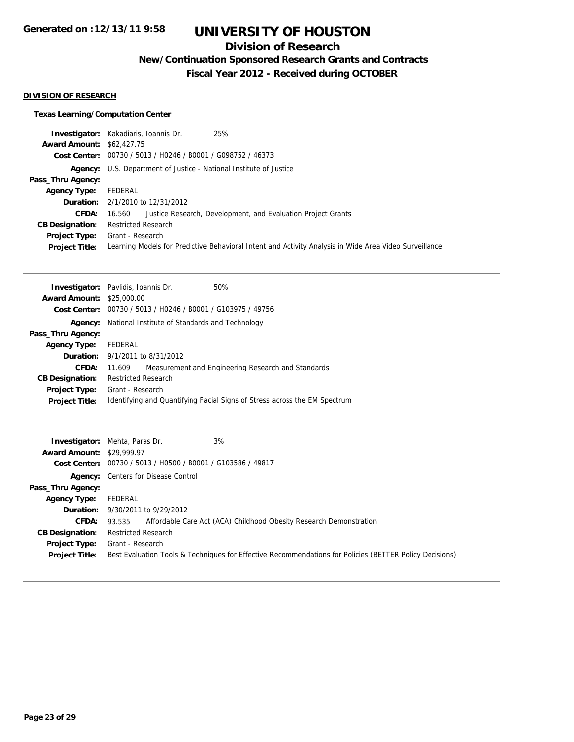# UNIVERSITY OF HOUSTON

## Division of Research

### New/Continuation Sponsored Research Grants and Contracts

### Fiscal Year 2012 - Received during OCTOBER

Generated on :12/13/11 9:58

**DIVISION OF RESEARCH**

**Texas Learning/Computation Center**

**Investigator:** Kakadiaris, Ioannis Dr. 25%
**Award Amount:** $62,427.75
**Cost Center:** 00730 / 5013 / H0246 / B0001 / G098752 / 46373
**Agency:** U.S. Department of Justice - National Institute of Justice
**Pass_Thru Agency:**
**Agency Type:** FEDERAL
**Duration:** 2/1/2010 to 12/31/2012
**CFDA:** 16.560 Justice Research, Development, and Evaluation Project Grants
**CB Designation:** Restricted Research
**Project Type:** Grant - Research
**Project Title:** Learning Models for Predictive Behavioral Intent and Activity Analysis in Wide Area Video Surveillance

---

**Investigator:** Pavlidis, Ioannis Dr. 50%
**Award Amount:** $25,000.00
**Cost Center:** 00730 / 5013 / H0246 / B0001 / G103975 / 49756
**Agency:** National Institute of Standards and Technology
**Pass_Thru Agency:**
**Agency Type:** FEDERAL
**Duration:** 9/1/2011 to 8/31/2012
**CFDA:** 11.609 Measurement and Engineering Research and Standards
**CB Designation:** Restricted Research
**Project Type:** Grant - Research
**Project Title:** Identifying and Quantifying Facial Signs of Stress across the EM Spectrum

---

**Investigator:** Mehta, Paras Dr. 3%
**Award Amount:** $29,999.97
**Cost Center:** 00730 / 5013 / H0500 / B0001 / G103586 / 49817
**Agency:** Centers for Disease Control
**Pass_Thru Agency:**
**Agency Type:** FEDERAL
**Duration:** 9/30/2011 to 9/29/2012
**CFDA:** 93.535 Affordable Care Act (ACA) Childhood Obesity Research Demonstration
**CB Designation:** Restricted Research
**Project Type:** Grant - Research
**Project Title:** Best Evaluation Tools & Techniques for Effective Recommendations for Policies (BETTER Policy Decisions)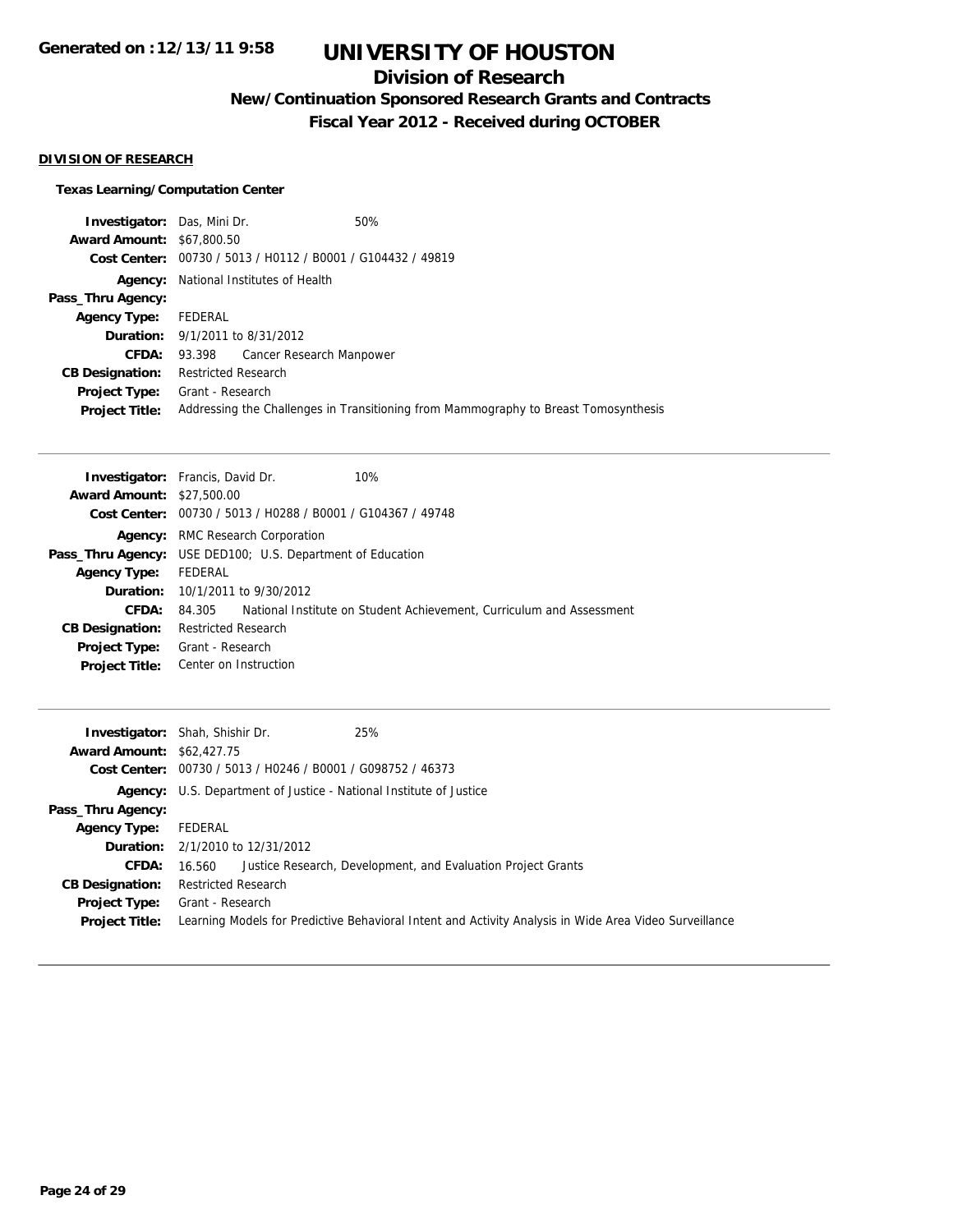# UNIVERSITY OF HOUSTON

## Division of Research

### New/Continuation Sponsored Research Grants and Contracts

### Fiscal Year 2012 - Received during OCTOBER

**Generated on :12/13/11 9:58**

**DIVISION OF RESEARCH**

**Texas Learning/Computation Center**

**Investigator:** Das, Mini Dr. 50%
**Award Amount:** $67,800.50
**Cost Center:** 00730 / 5013 / H0112 / B0001 / G104432 / 49819
**Agency:** National Institutes of Health
**Pass_Thru Agency:**
**Agency Type:** FEDERAL
**Duration:** 9/1/2011 to 8/31/2012
**CFDA:** 93.398 Cancer Research Manpower
**CB Designation:** Restricted Research
**Project Type:** Grant - Research
**Project Title:** Addressing the Challenges in Transitioning from Mammography to Breast Tomosynthesis

---

**Investigator:** Francis, David Dr. 10%
**Award Amount:** $27,500.00
**Cost Center:** 00730 / 5013 / H0288 / B0001 / G104367 / 49748
**Agency:** RMC Research Corporation
**Pass_Thru Agency:** USE DED100; U.S. Department of Education
**Agency Type:** FEDERAL
**Duration:** 10/1/2011 to 9/30/2012
**CFDA:** 84.305 National Institute on Student Achievement, Curriculum and Assessment
**CB Designation:** Restricted Research
**Project Type:** Grant - Research
**Project Title:** Center on Instruction

---

**Investigator:** Shah, Shishir Dr. 25%
**Award Amount:** $62,427.75
**Cost Center:** 00730 / 5013 / H0246 / B0001 / G098752 / 46373
**Agency:** U.S. Department of Justice - National Institute of Justice
**Pass_Thru Agency:**
**Agency Type:** FEDERAL
**Duration:** 2/1/2010 to 12/31/2012
**CFDA:** 16.560 Justice Research, Development, and Evaluation Project Grants
**CB Designation:** Restricted Research
**Project Type:** Grant - Research
**Project Title:** Learning Models for Predictive Behavioral Intent and Activity Analysis in Wide Area Video Surveillance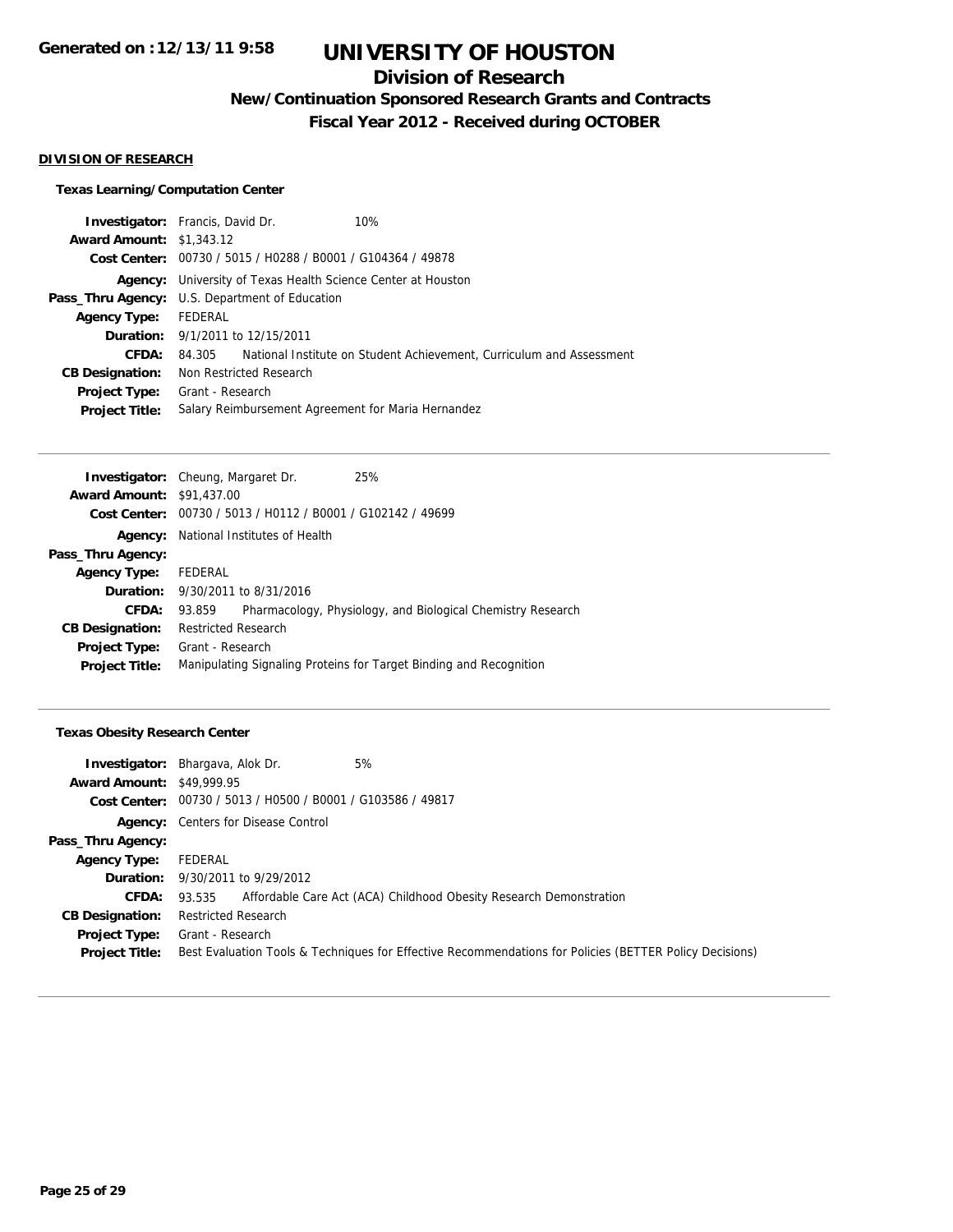# UNIVERSITY OF HOUSTON

## Division of Research

### New/Continuation Sponsored Research Grants and Contracts

### Fiscal Year 2012 - Received during OCTOBER

**Generated on :12/13/11 9:58**

#### DIVISION OF RESEARCH

##### Texas Learning/Computation Center

**Investigator:** Francis, David Dr. 10%
**Award Amount:** $1,343.12
**Cost Center:** 00730 / 5015 / H0288 / B0001 / G104364 / 49878
**Agency:** University of Texas Health Science Center at Houston
**Pass_Thru Agency:** U.S. Department of Education
**Agency Type:** FEDERAL
**Duration:** 9/1/2011 to 12/15/2011
**CFDA:** 84.305 National Institute on Student Achievement, Curriculum and Assessment
**CB Designation:** Non Restricted Research
**Project Type:** Grant - Research
**Project Title:** Salary Reimbursement Agreement for Maria Hernandez

---

**Investigator:** Cheung, Margaret Dr. 25%
**Award Amount:** $91,437.00
**Cost Center:** 00730 / 5013 / H0112 / B0001 / G102142 / 49699
**Agency:** National Institutes of Health
**Pass_Thru Agency:**
**Agency Type:** FEDERAL
**Duration:** 9/30/2011 to 8/31/2016
**CFDA:** 93.859 Pharmacology, Physiology, and Biological Chemistry Research
**CB Designation:** Restricted Research
**Project Type:** Grant - Research
**Project Title:** Manipulating Signaling Proteins for Target Binding and Recognition

---

##### Texas Obesity Research Center

**Investigator:** Bhargava, Alok Dr. 5%
**Award Amount:** $49,999.95
**Cost Center:** 00730 / 5013 / H0500 / B0001 / G103586 / 49817
**Agency:** Centers for Disease Control
**Pass_Thru Agency:**
**Agency Type:** FEDERAL
**Duration:** 9/30/2011 to 9/29/2012
**CFDA:** 93.535 Affordable Care Act (ACA) Childhood Obesity Research Demonstration
**CB Designation:** Restricted Research
**Project Type:** Grant - Research
**Project Title:** Best Evaluation Tools & Techniques for Effective Recommendations for Policies (BETTER Policy Decisions)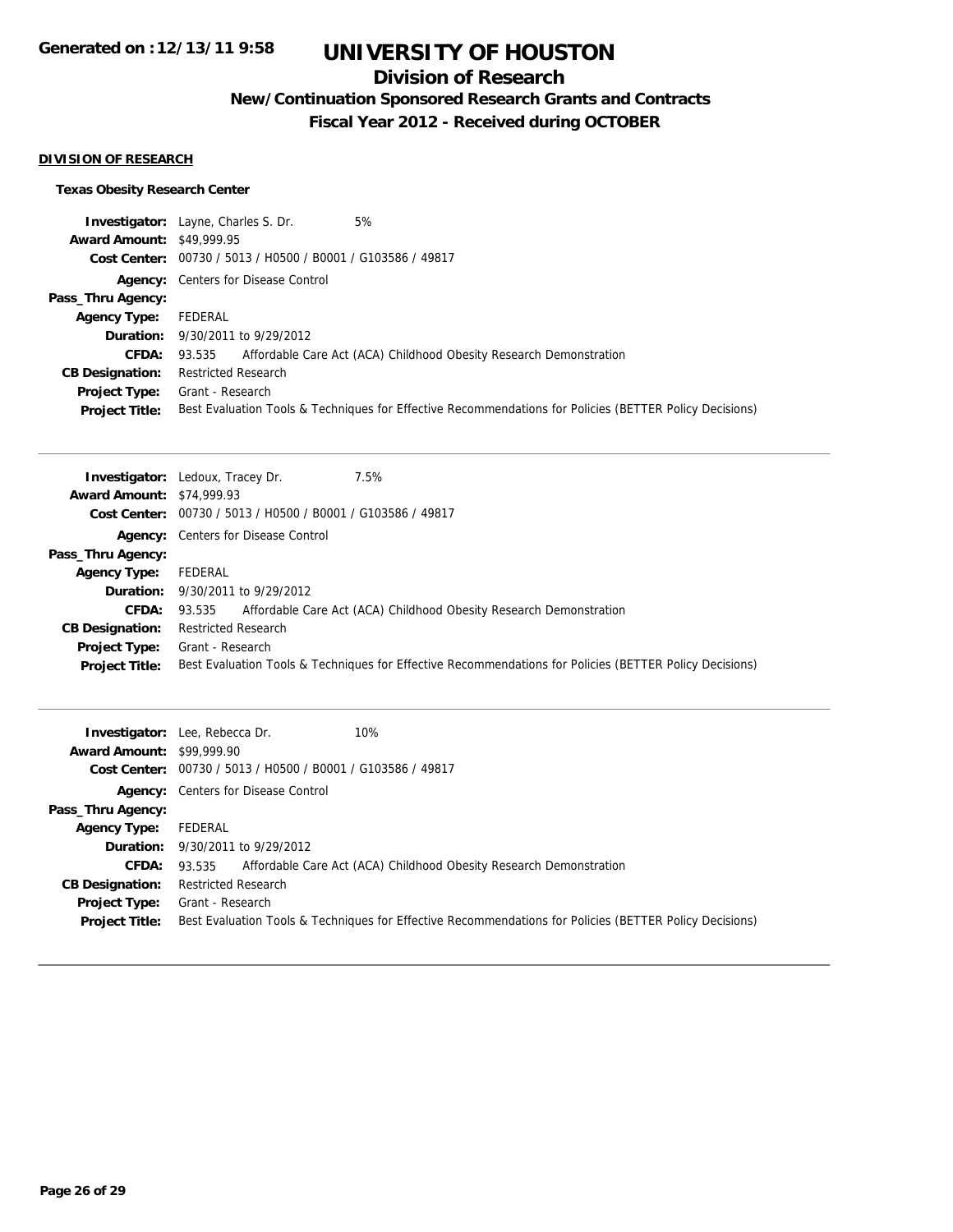# UNIVERSITY OF HOUSTON

## Division of Research

### New/Continuation Sponsored Research Grants and Contracts

### Fiscal Year 2012 - Received during OCTOBER

**DIVISION OF RESEARCH**

**Texas Obesity Research Center**

| | | |
|---|---|---|
| **Investigator:** | Layne, Charles S. Dr. | 5% |
| **Award Amount:** | $49,999.95 | |
| **Cost Center:** | 00730 / 5013 / H0500 / B0001 / G103586 / 49817 | |
| **Agency:** | Centers for Disease Control | |
| **Pass_Thru Agency:** | | |
| **Agency Type:** | FEDERAL | |
| **Duration:** | 9/30/2011 to 9/29/2012 | |
| **CFDA:** | 93.535 Affordable Care Act (ACA) Childhood Obesity Research Demonstration | |
| **CB Designation:** | Restricted Research | |
| **Project Type:** | Grant - Research | |
| **Project Title:** | Best Evaluation Tools & Techniques for Effective Recommendations for Policies (BETTER Policy Decisions) | |

| | | |
|---|---|---|
| **Investigator:** | Ledoux, Tracey Dr. | 7.5% |
| **Award Amount:** | $74,999.93 | |
| **Cost Center:** | 00730 / 5013 / H0500 / B0001 / G103586 / 49817 | |
| **Agency:** | Centers for Disease Control | |
| **Pass_Thru Agency:** | | |
| **Agency Type:** | FEDERAL | |
| **Duration:** | 9/30/2011 to 9/29/2012 | |
| **CFDA:** | 93.535 Affordable Care Act (ACA) Childhood Obesity Research Demonstration | |
| **CB Designation:** | Restricted Research | |
| **Project Type:** | Grant - Research | |
| **Project Title:** | Best Evaluation Tools & Techniques for Effective Recommendations for Policies (BETTER Policy Decisions) | |

| | | |
|---|---|---|
| **Investigator:** | Lee, Rebecca Dr. | 10% |
| **Award Amount:** | $99,999.90 | |
| **Cost Center:** | 00730 / 5013 / H0500 / B0001 / G103586 / 49817 | |
| **Agency:** | Centers for Disease Control | |
| **Pass_Thru Agency:** | | |
| **Agency Type:** | FEDERAL | |
| **Duration:** | 9/30/2011 to 9/29/2012 | |
| **CFDA:** | 93.535 Affordable Care Act (ACA) Childhood Obesity Research Demonstration | |
| **CB Designation:** | Restricted Research | |
| **Project Type:** | Grant - Research | |
| **Project Title:** | Best Evaluation Tools & Techniques for Effective Recommendations for Policies (BETTER Policy Decisions) | |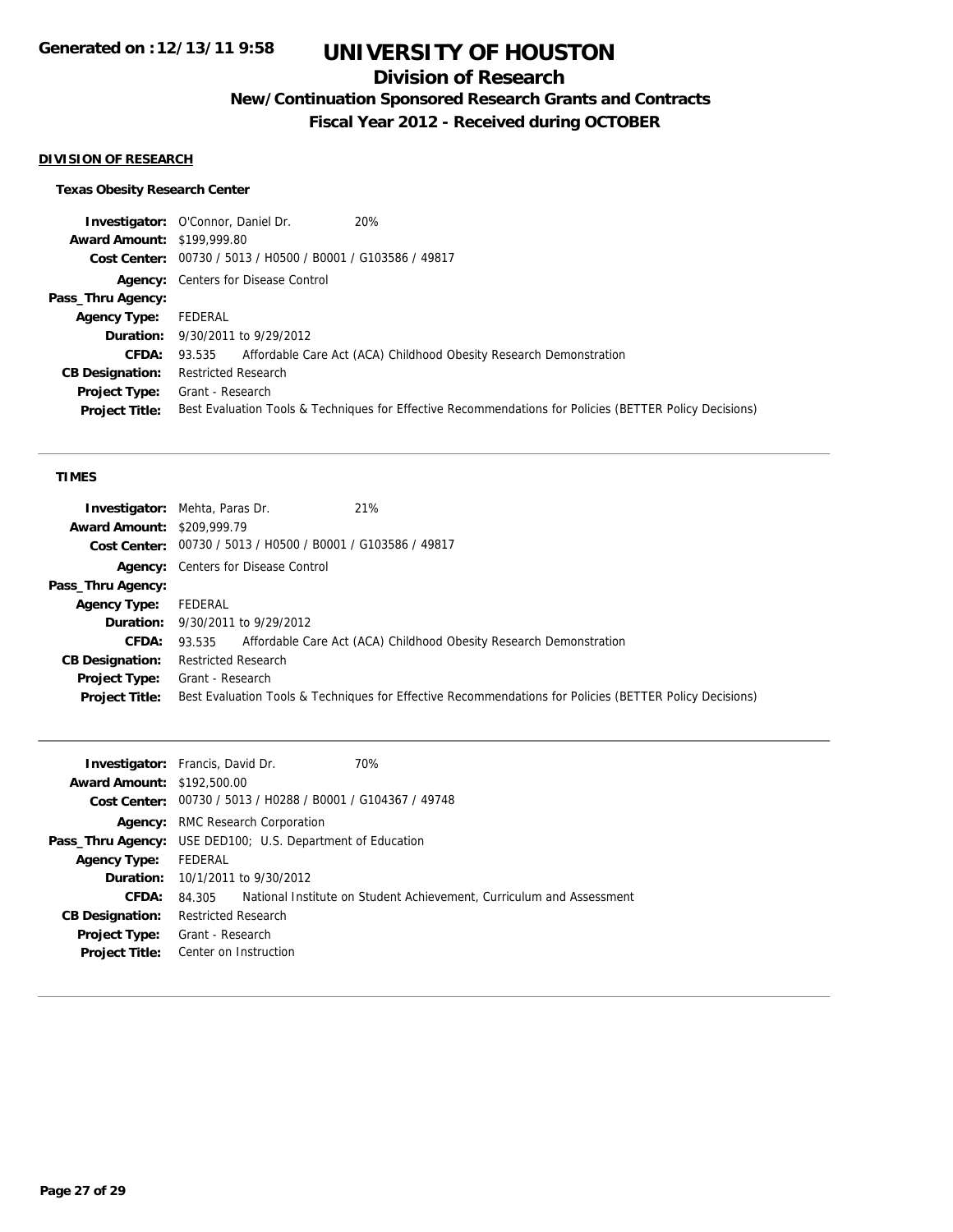# UNIVERSITY OF HOUSTON

## Division of Research

### New/Continuation Sponsored Research Grants and Contracts

### Fiscal Year 2012 - Received during OCTOBER

Generated on :12/13/11 9:58

**DIVISION OF RESEARCH**

**Texas Obesity Research Center**

**Investigator:** O'Connor, Daniel Dr. 20%
**Award Amount:** $199,999.80
**Cost Center:** 00730 / 5013 / H0500 / B0001 / G103586 / 49817
**Agency:** Centers for Disease Control
**Pass_Thru Agency:**
**Agency Type:** FEDERAL
**Duration:** 9/30/2011 to 9/29/2012
**CFDA:** 93.535 Affordable Care Act (ACA) Childhood Obesity Research Demonstration
**CB Designation:** Restricted Research
**Project Type:** Grant - Research
**Project Title:** Best Evaluation Tools & Techniques for Effective Recommendations for Policies (BETTER Policy Decisions)

---

**TIMES**

**Investigator:** Mehta, Paras Dr. 21%
**Award Amount:** $209,999.79
**Cost Center:** 00730 / 5013 / H0500 / B0001 / G103586 / 49817
**Agency:** Centers for Disease Control
**Pass_Thru Agency:**
**Agency Type:** FEDERAL
**Duration:** 9/30/2011 to 9/29/2012
**CFDA:** 93.535 Affordable Care Act (ACA) Childhood Obesity Research Demonstration
**CB Designation:** Restricted Research
**Project Type:** Grant - Research
**Project Title:** Best Evaluation Tools & Techniques for Effective Recommendations for Policies (BETTER Policy Decisions)

---

**Investigator:** Francis, David Dr. 70%
**Award Amount:** $192,500.00
**Cost Center:** 00730 / 5013 / H0288 / B0001 / G104367 / 49748
**Agency:** RMC Research Corporation
**Pass_Thru Agency:** USE DED100; U.S. Department of Education
**Agency Type:** FEDERAL
**Duration:** 10/1/2011 to 9/30/2012
**CFDA:** 84.305 National Institute on Student Achievement, Curriculum and Assessment
**CB Designation:** Restricted Research
**Project Type:** Grant - Research
**Project Title:** Center on Instruction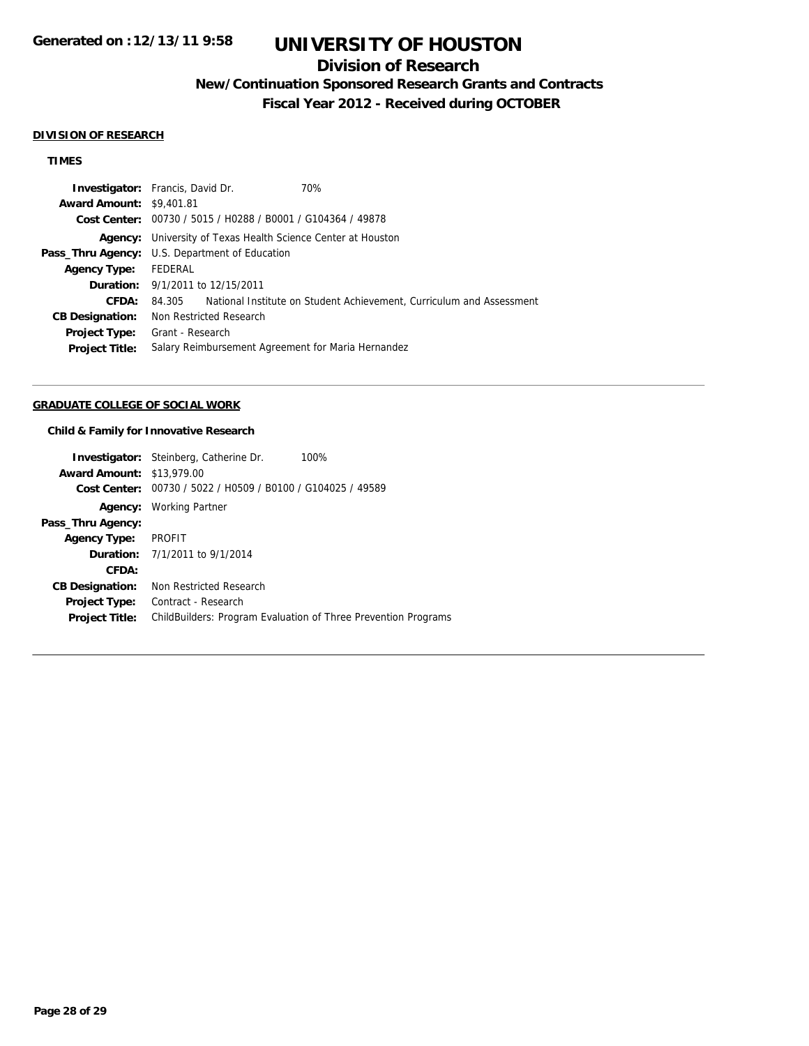# UNIVERSITY OF HOUSTON

## Division of Research

### New/Continuation Sponsored Research Grants and Contracts

### Fiscal Year 2012 - Received during OCTOBER

**Generated on :12/13/11 9:58**

**DIVISION OF RESEARCH**

**TIMES**

| | |
|---|---|
| **Investigator:** | Francis, David Dr. 70% |
| **Award Amount:** | $9,401.81 |
| **Cost Center:** | 00730 / 5015 / H0288 / B0001 / G104364 / 49878 |
| **Agency:** | University of Texas Health Science Center at Houston |
| **Pass_Thru Agency:** | U.S. Department of Education |
| **Agency Type:** | FEDERAL |
| **Duration:** | 9/1/2011 to 12/15/2011 |
| **CFDA:** | 84.305 National Institute on Student Achievement, Curriculum and Assessment |
| **CB Designation:** | Non Restricted Research |
| **Project Type:** | Grant - Research |
| **Project Title:** | Salary Reimbursement Agreement for Maria Hernandez |

**GRADUATE COLLEGE OF SOCIAL WORK**

**Child & Family for Innovative Research**

| | |
|---|---|
| **Investigator:** | Steinberg, Catherine Dr. 100% |
| **Award Amount:** | $13,979.00 |
| **Cost Center:** | 00730 / 5022 / H0509 / B0100 / G104025 / 49589 |
| **Agency:** | Working Partner |
| **Pass_Thru Agency:** | |
| **Agency Type:** | PROFIT |
| **Duration:** | 7/1/2011 to 9/1/2014 |
| **CFDA:** | |
| **CB Designation:** | Non Restricted Research |
| **Project Type:** | Contract - Research |
| **Project Title:** | ChildBuilders: Program Evaluation of Three Prevention Programs |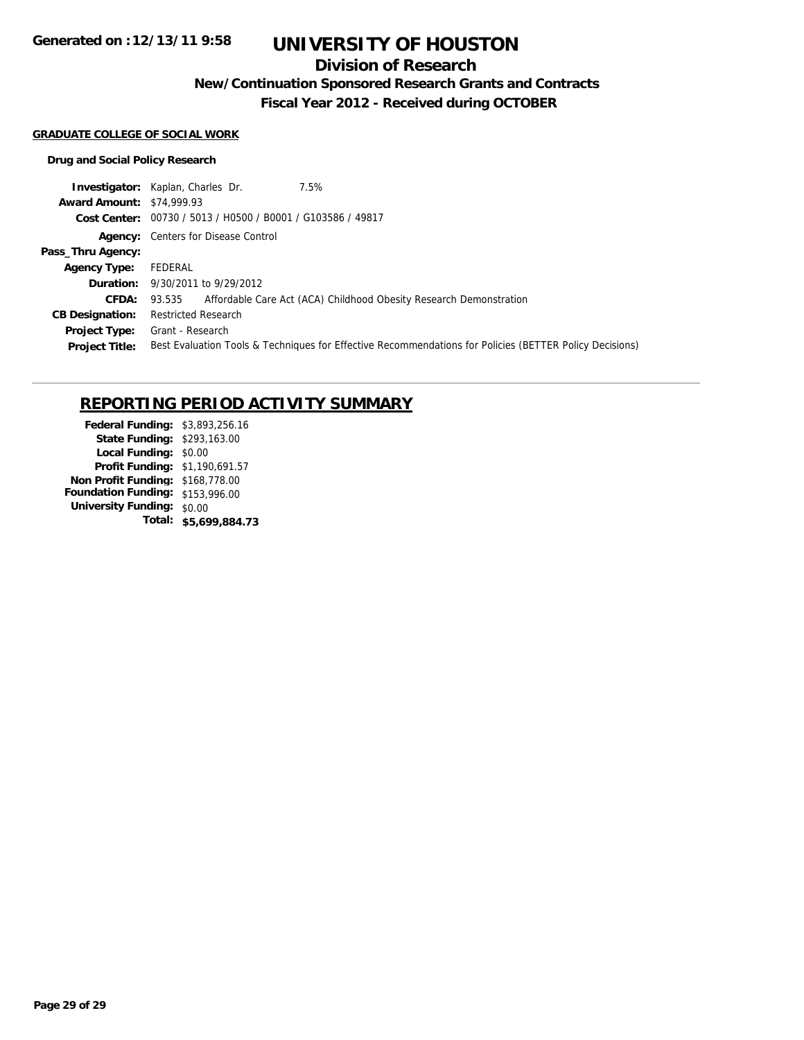**Generated on :12/13/11 9:58**

# UNIVERSITY OF HOUSTON

## Division of Research

### New/Continuation Sponsored Research Grants and Contracts

### Fiscal Year 2012 - Received during OCTOBER

**GRADUATE COLLEGE OF SOCIAL WORK**

**Drug and Social Policy Research**

| | |
|---|---|
| **Investigator:** | Kaplan, Charles Dr. 7.5% |
| **Award Amount:** | $74,999.93 |
| **Cost Center:** | 00730 / 5013 / H0500 / B0001 / G103586 / 49817 |
| **Agency:** | Centers for Disease Control |
| **Pass_Thru Agency:** | |
| **Agency Type:** | FEDERAL |
| **Duration:** | 9/30/2011 to 9/29/2012 |
| **CFDA:** | 93.535 Affordable Care Act (ACA) Childhood Obesity Research Demonstration |
| **CB Designation:** | Restricted Research |
| **Project Type:** | Grant - Research |
| **Project Title:** | Best Evaluation Tools & Techniques for Effective Recommendations for Policies (BETTER Policy Decisions) |

## REPORTING PERIOD ACTIVITY SUMMARY

| | |
|---|---|
| **Federal Funding:** | $3,893,256.16 |
| **State Funding:** | $293,163.00 |
| **Local Funding:** | $0.00 |
| **Profit Funding:** | $1,190,691.57 |
| **Non Profit Funding:** | $168,778.00 |
| **Foundation Funding:** | $153,996.00 |
| **University Funding:** | $0.00 |
| **Total:** | **$5,699,884.73** |